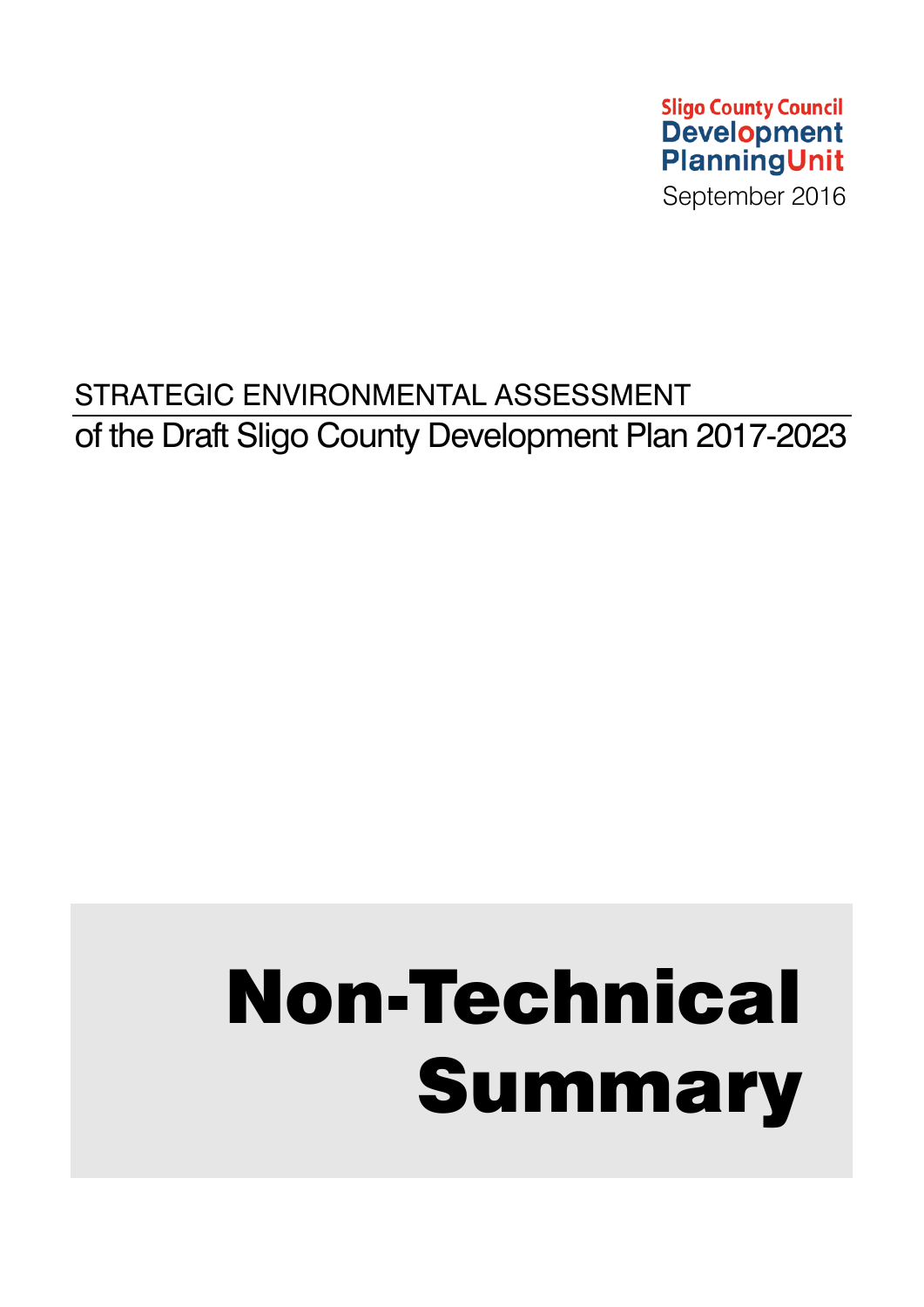Sligo County Council
Development Planning Unit
September 2016

STRATEGIC ENVIRONMENTAL ASSESSMENT

of the Draft Sligo County Development Plan 2017-2023

# Non-Technical Summary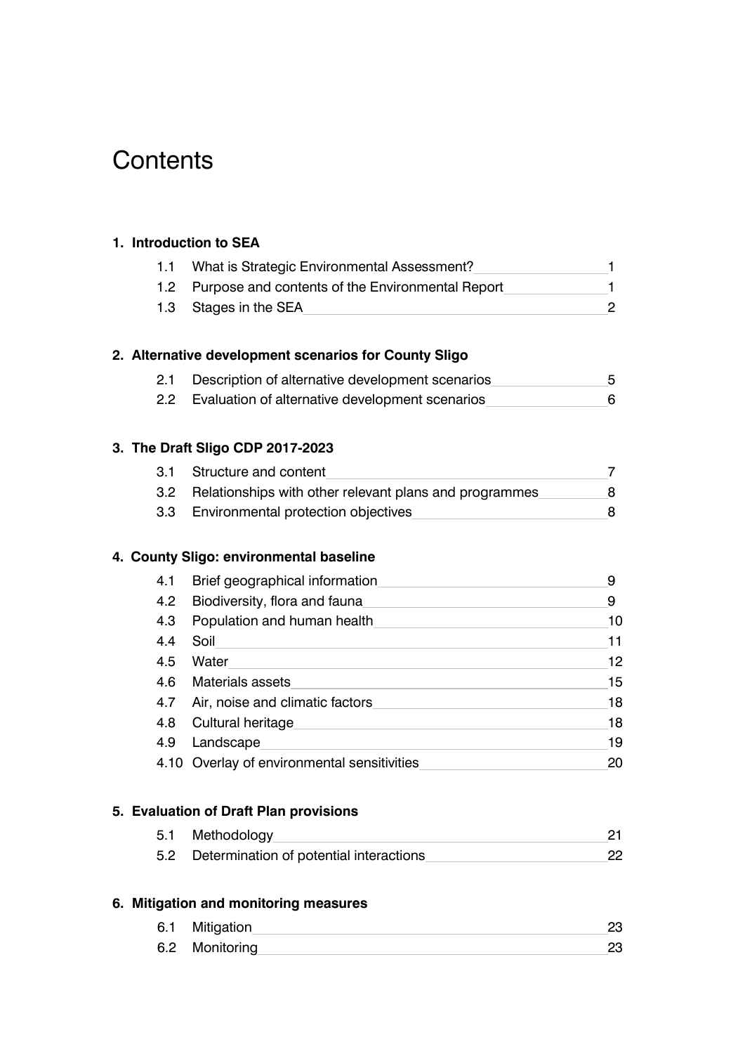# Contents

**1. Introduction to SEA**

| | | |
|---|---|---|
| 1.1 | What is Strategic Environmental Assessment? | 1 |
| 1.2 | Purpose and contents of the Environmental Report | 1 |
| 1.3 | Stages in the SEA | 2 |

**2. Alternative development scenarios for County Sligo**

| | | |
|---|---|---|
| 2.1 | Description of alternative development scenarios | 5 |
| 2.2 | Evaluation of alternative development scenarios | 6 |

**3. The Draft Sligo CDP 2017-2023**

| | | |
|---|---|---|
| 3.1 | Structure and content | 7 |
| 3.2 | Relationships with other relevant plans and programmes | 8 |
| 3.3 | Environmental protection objectives | 8 |

**4. County Sligo: environmental baseline**

| | | |
|---|---|---|
| 4.1 | Brief geographical information | 9 |
| 4.2 | Biodiversity, flora and fauna | 9 |
| 4.3 | Population and human health | 10 |
| 4.4 | Soil | 11 |
| 4.5 | Water | 12 |
| 4.6 | Materials assets | 15 |
| 4.7 | Air, noise and climatic factors | 18 |
| 4.8 | Cultural heritage | 18 |
| 4.9 | Landscape | 19 |
| 4.10 | Overlay of environmental sensitivities | 20 |

**5. Evaluation of Draft Plan provisions**

| | | |
|---|---|---|
| 5.1 | Methodology | 21 |
| 5.2 | Determination of potential interactions | 22 |

**6. Mitigation and monitoring measures**

| | | |
|---|---|---|
| 6.1 | Mitigation | 23 |
| 6.2 | Monitoring | 23 |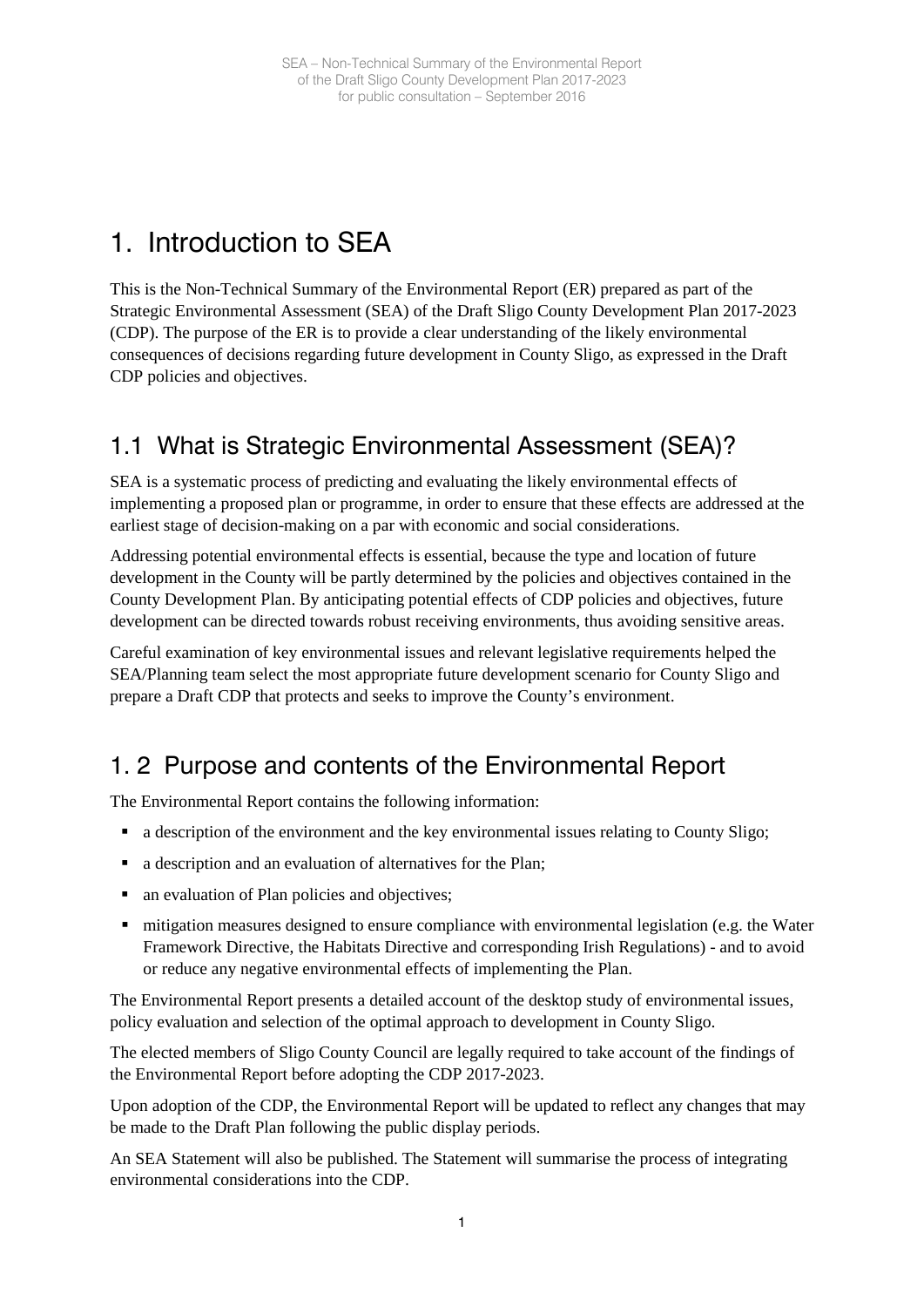# 1. Introduction to SEA

This is the Non-Technical Summary of the Environmental Report (ER) prepared as part of the Strategic Environmental Assessment (SEA) of the Draft Sligo County Development Plan 2017-2023 (CDP). The purpose of the ER is to provide a clear understanding of the likely environmental consequences of decisions regarding future development in County Sligo, as expressed in the Draft CDP policies and objectives.

## 1.1 What is Strategic Environmental Assessment (SEA)?

SEA is a systematic process of predicting and evaluating the likely environmental effects of implementing a proposed plan or programme, in order to ensure that these effects are addressed at the earliest stage of decision-making on a par with economic and social considerations.

Addressing potential environmental effects is essential, because the type and location of future development in the County will be partly determined by the policies and objectives contained in the County Development Plan. By anticipating potential effects of CDP policies and objectives, future development can be directed towards robust receiving environments, thus avoiding sensitive areas.

Careful examination of key environmental issues and relevant legislative requirements helped the SEA/Planning team select the most appropriate future development scenario for County Sligo and prepare a Draft CDP that protects and seeks to improve the County's environment.

## 1. 2 Purpose and contents of the Environmental Report

The Environmental Report contains the following information:

- a description of the environment and the key environmental issues relating to County Sligo;
- a description and an evaluation of alternatives for the Plan;
- an evaluation of Plan policies and objectives;
- mitigation measures designed to ensure compliance with environmental legislation (e.g. the Water Framework Directive, the Habitats Directive and corresponding Irish Regulations) - and to avoid or reduce any negative environmental effects of implementing the Plan.

The Environmental Report presents a detailed account of the desktop study of environmental issues, policy evaluation and selection of the optimal approach to development in County Sligo.

The elected members of Sligo County Council are legally required to take account of the findings of the Environmental Report before adopting the CDP 2017-2023.

Upon adoption of the CDP, the Environmental Report will be updated to reflect any changes that may be made to the Draft Plan following the public display periods.

An SEA Statement will also be published. The Statement will summarise the process of integrating environmental considerations into the CDP.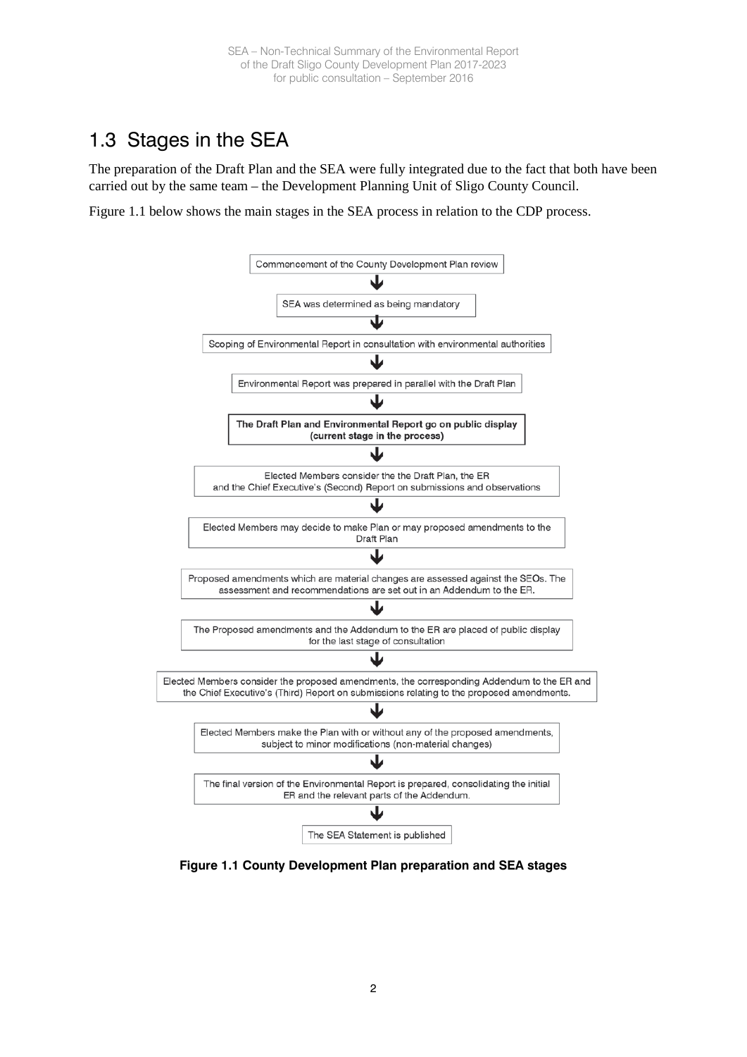## 1.3 Stages in the SEA

The preparation of the Draft Plan and the SEA were fully integrated due to the fact that both have been carried out by the same team – the Development Planning Unit of Sligo County Council.

Figure 1.1 below shows the main stages in the SEA process in relation to the CDP process.

Commencement of the County Development Plan review

↓

SEA was determined as being mandatory

↓

Scoping of Environmental Report in consultation with environmental authorities

↓

Environmental Report was prepared in parallel with the Draft Plan

↓

**The Draft Plan and Environmental Report go on public display (current stage in the process)**

↓

Elected Members consider the the Draft Plan, the ER and the Chief Executive's (Second) Report on submissions and observations

↓

Elected Members may decide to make Plan or may proposed amendments to the Draft Plan

↓

Proposed amendments which are material changes are assessed against the SEOs. The assessment and recommendations are set out in an Addendum to the ER.

↓

The Proposed amendments and the Addendum to the ER are placed of public display for the last stage of consultation

↓

Elected Members consider the proposed amendments, the corresponding Addendum to the ER and the Chief Executive's (Third) Report on submissions relating to the proposed amendments.

↓

Elected Members make the Plan with or without any of the proposed amendments, subject to minor modifications (non-material changes)

↓

The final version of the Environmental Report is prepared, consolidating the initial ER and the relevant parts of the Addendum.

↓

The SEA Statement is published

**Figure 1.1 County Development Plan preparation and SEA stages**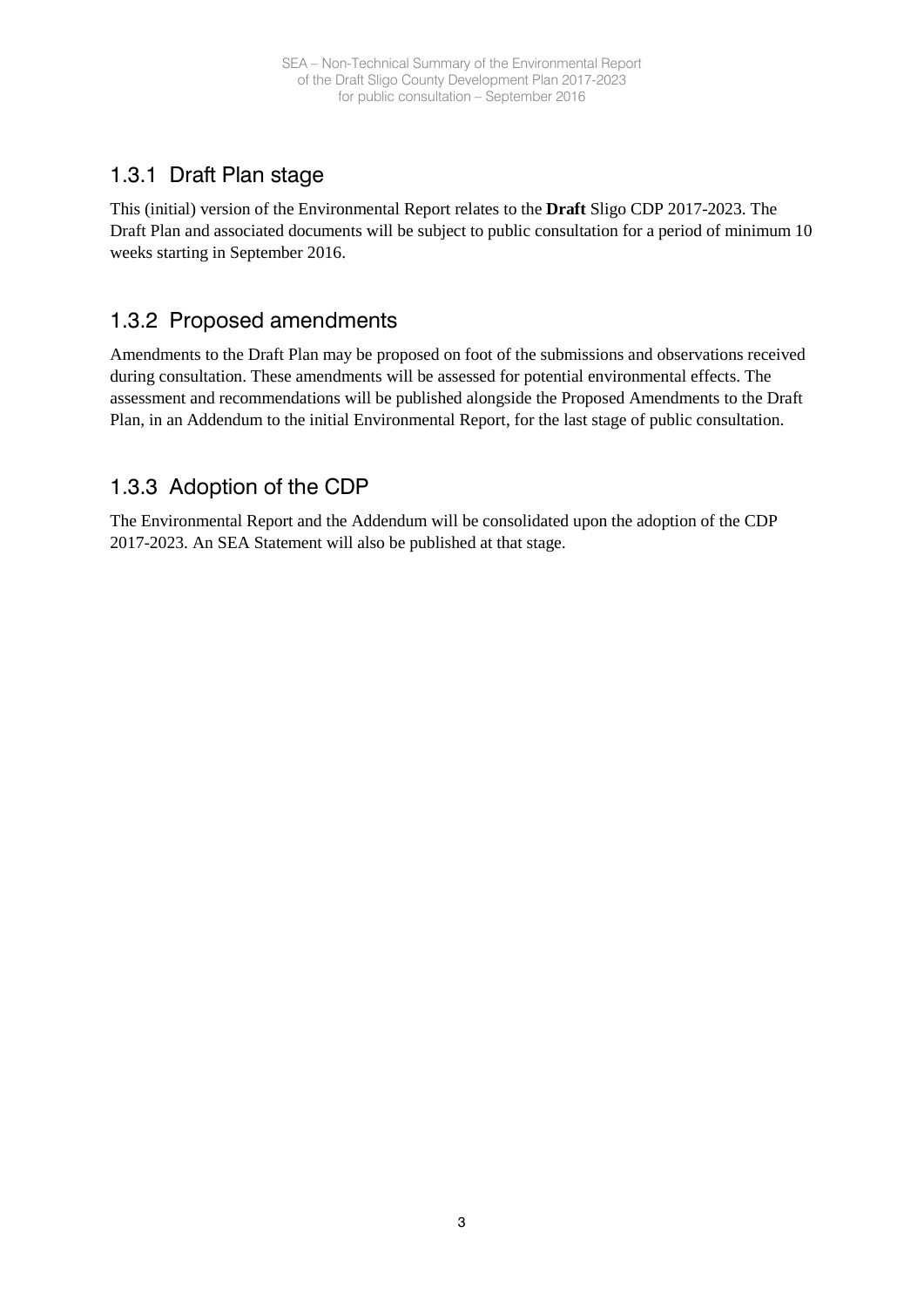### 1.3.1 Draft Plan stage

This (initial) version of the Environmental Report relates to the **Draft** Sligo CDP 2017-2023. The Draft Plan and associated documents will be subject to public consultation for a period of minimum 10 weeks starting in September 2016.

### 1.3.2 Proposed amendments

Amendments to the Draft Plan may be proposed on foot of the submissions and observations received during consultation. These amendments will be assessed for potential environmental effects. The assessment and recommendations will be published alongside the Proposed Amendments to the Draft Plan, in an Addendum to the initial Environmental Report, for the last stage of public consultation.

### 1.3.3 Adoption of the CDP

The Environmental Report and the Addendum will be consolidated upon the adoption of the CDP 2017-2023. An SEA Statement will also be published at that stage.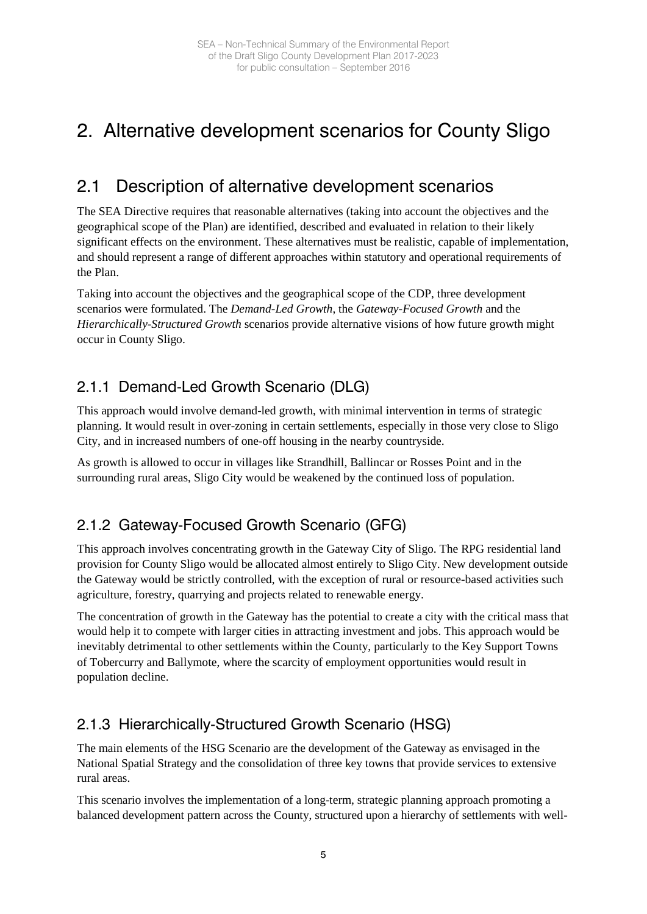# 2. Alternative development scenarios for County Sligo

## 2.1 Description of alternative development scenarios

The SEA Directive requires that reasonable alternatives (taking into account the objectives and the geographical scope of the Plan) are identified, described and evaluated in relation to their likely significant effects on the environment. These alternatives must be realistic, capable of implementation, and should represent a range of different approaches within statutory and operational requirements of the Plan.

Taking into account the objectives and the geographical scope of the CDP, three development scenarios were formulated. The *Demand-Led Growth*, the *Gateway-Focused Growth* and the *Hierarchically-Structured Growth* scenarios provide alternative visions of how future growth might occur in County Sligo.

### 2.1.1 Demand-Led Growth Scenario (DLG)

This approach would involve demand-led growth, with minimal intervention in terms of strategic planning. It would result in over-zoning in certain settlements, especially in those very close to Sligo City, and in increased numbers of one-off housing in the nearby countryside.

As growth is allowed to occur in villages like Strandhill, Ballincar or Rosses Point and in the surrounding rural areas, Sligo City would be weakened by the continued loss of population.

### 2.1.2 Gateway-Focused Growth Scenario (GFG)

This approach involves concentrating growth in the Gateway City of Sligo. The RPG residential land provision for County Sligo would be allocated almost entirely to Sligo City. New development outside the Gateway would be strictly controlled, with the exception of rural or resource-based activities such agriculture, forestry, quarrying and projects related to renewable energy.

The concentration of growth in the Gateway has the potential to create a city with the critical mass that would help it to compete with larger cities in attracting investment and jobs. This approach would be inevitably detrimental to other settlements within the County, particularly to the Key Support Towns of Tobercurry and Ballymote, where the scarcity of employment opportunities would result in population decline.

### 2.1.3 Hierarchically-Structured Growth Scenario (HSG)

The main elements of the HSG Scenario are the development of the Gateway as envisaged in the National Spatial Strategy and the consolidation of three key towns that provide services to extensive rural areas.

This scenario involves the implementation of a long-term, strategic planning approach promoting a balanced development pattern across the County, structured upon a hierarchy of settlements with well-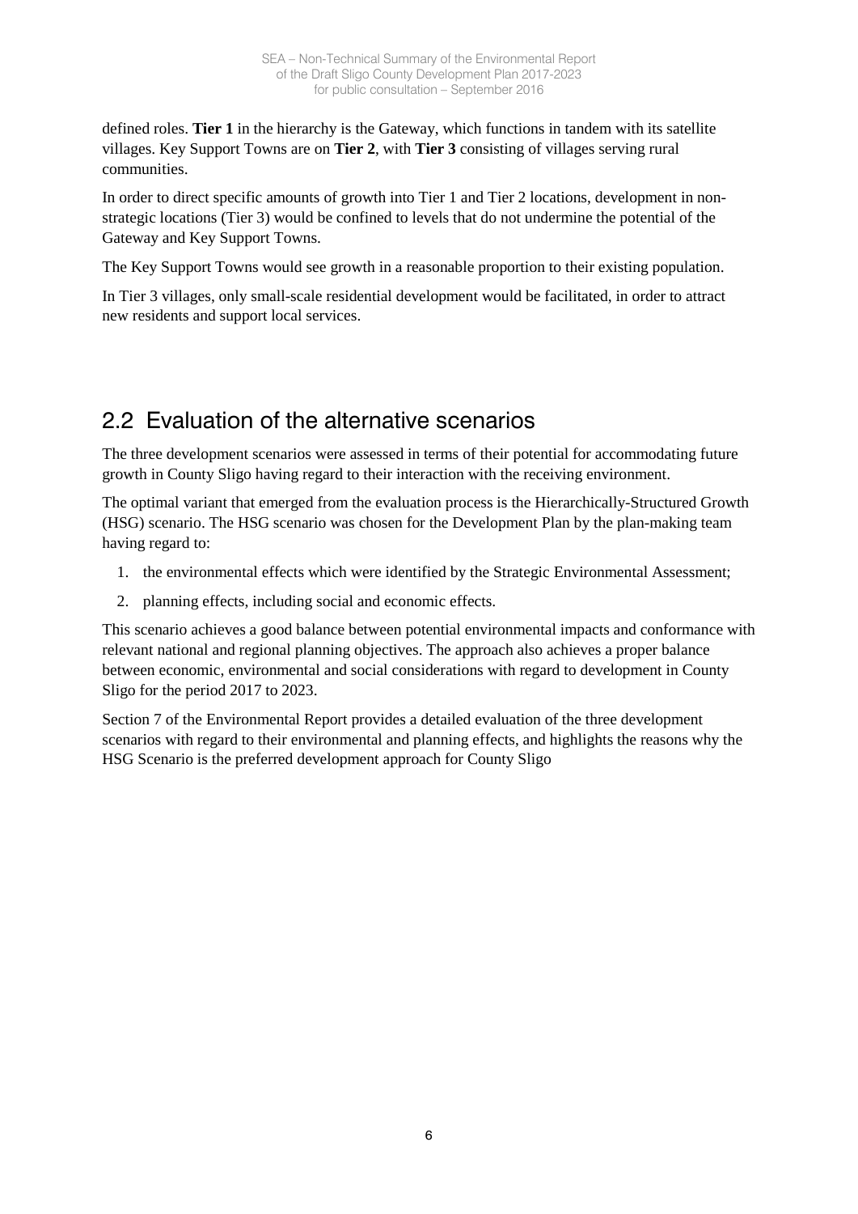defined roles. **Tier 1** in the hierarchy is the Gateway, which functions in tandem with its satellite villages. Key Support Towns are on **Tier 2**, with **Tier 3** consisting of villages serving rural communities.

In order to direct specific amounts of growth into Tier 1 and Tier 2 locations, development in non-strategic locations (Tier 3) would be confined to levels that do not undermine the potential of the Gateway and Key Support Towns.

The Key Support Towns would see growth in a reasonable proportion to their existing population.

In Tier 3 villages, only small-scale residential development would be facilitated, in order to attract new residents and support local services.

## 2.2 Evaluation of the alternative scenarios

The three development scenarios were assessed in terms of their potential for accommodating future growth in County Sligo having regard to their interaction with the receiving environment.

The optimal variant that emerged from the evaluation process is the Hierarchically-Structured Growth (HSG) scenario. The HSG scenario was chosen for the Development Plan by the plan-making team having regard to:

1. the environmental effects which were identified by the Strategic Environmental Assessment;
2. planning effects, including social and economic effects.

This scenario achieves a good balance between potential environmental impacts and conformance with relevant national and regional planning objectives. The approach also achieves a proper balance between economic, environmental and social considerations with regard to development in County Sligo for the period 2017 to 2023.

Section 7 of the Environmental Report provides a detailed evaluation of the three development scenarios with regard to their environmental and planning effects, and highlights the reasons why the HSG Scenario is the preferred development approach for County Sligo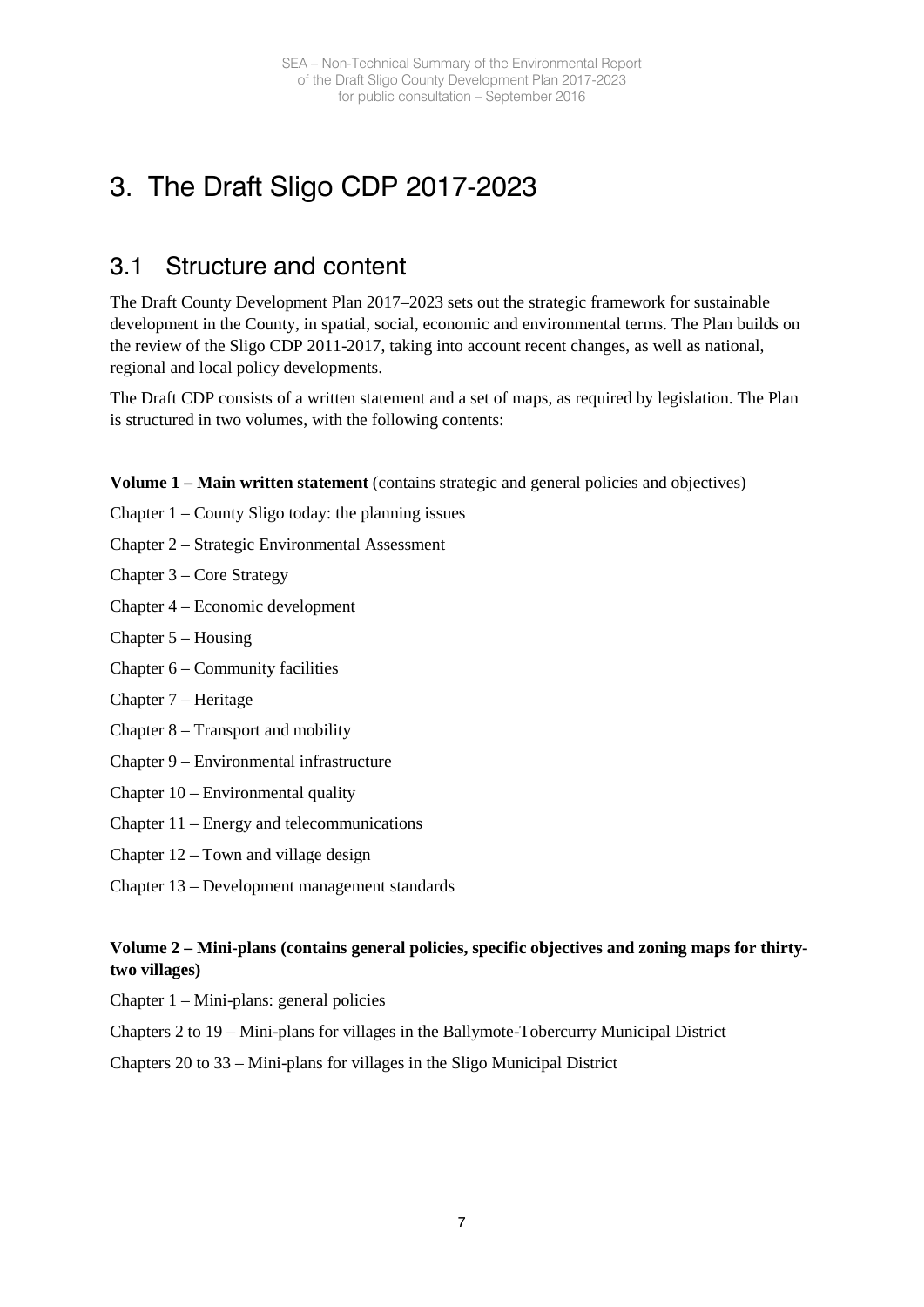# 3. The Draft Sligo CDP 2017-2023

## 3.1 Structure and content

The Draft County Development Plan 2017–2023 sets out the strategic framework for sustainable development in the County, in spatial, social, economic and environmental terms. The Plan builds on the review of the Sligo CDP 2011-2017, taking into account recent changes, as well as national, regional and local policy developments.

The Draft CDP consists of a written statement and a set of maps, as required by legislation. The Plan is structured in two volumes, with the following contents:

**Volume 1 – Main written statement** (contains strategic and general policies and objectives)

Chapter 1 – County Sligo today: the planning issues

Chapter 2 – Strategic Environmental Assessment

Chapter 3 – Core Strategy

Chapter 4 – Economic development

Chapter 5 – Housing

Chapter 6 – Community facilities

Chapter 7 – Heritage

Chapter 8 – Transport and mobility

Chapter 9 – Environmental infrastructure

Chapter 10 – Environmental quality

Chapter 11 – Energy and telecommunications

Chapter 12 – Town and village design

Chapter 13 – Development management standards

**Volume 2 – Mini-plans (contains general policies, specific objectives and zoning maps for thirty-two villages)**

Chapter 1 – Mini-plans: general policies

Chapters 2 to 19 – Mini-plans for villages in the Ballymote-Tobercurry Municipal District

Chapters 20 to 33 – Mini-plans for villages in the Sligo Municipal District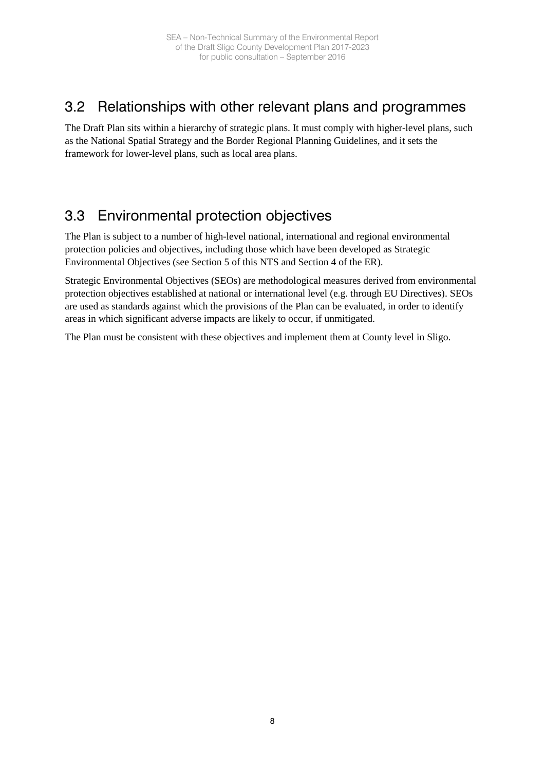## 3.2 Relationships with other relevant plans and programmes

The Draft Plan sits within a hierarchy of strategic plans. It must comply with higher-level plans, such as the National Spatial Strategy and the Border Regional Planning Guidelines, and it sets the framework for lower-level plans, such as local area plans.

## 3.3 Environmental protection objectives

The Plan is subject to a number of high-level national, international and regional environmental protection policies and objectives, including those which have been developed as Strategic Environmental Objectives (see Section 5 of this NTS and Section 4 of the ER).

Strategic Environmental Objectives (SEOs) are methodological measures derived from environmental protection objectives established at national or international level (e.g. through EU Directives). SEOs are used as standards against which the provisions of the Plan can be evaluated, in order to identify areas in which significant adverse impacts are likely to occur, if unmitigated.

The Plan must be consistent with these objectives and implement them at County level in Sligo.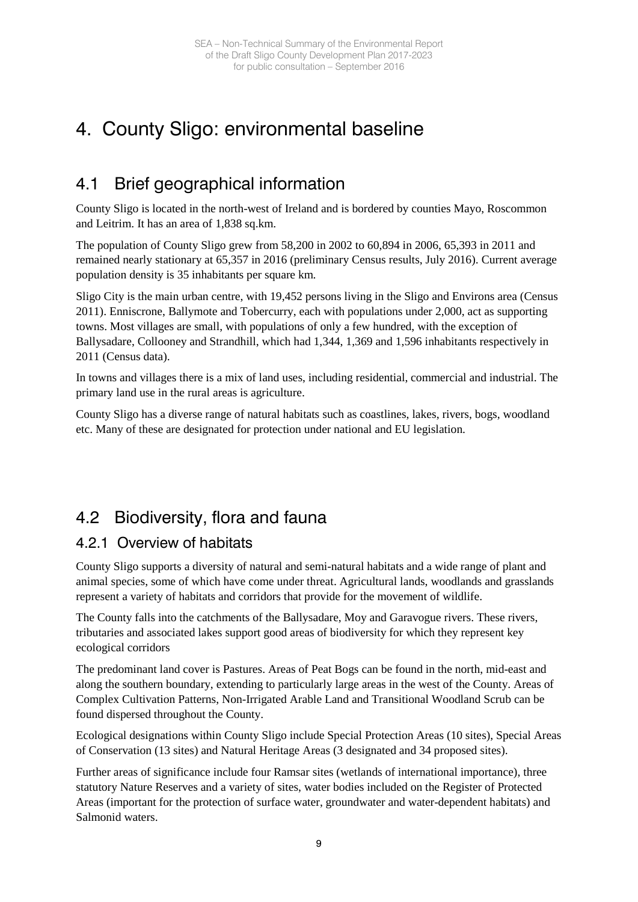# 4. County Sligo: environmental baseline

## 4.1 Brief geographical information

County Sligo is located in the north-west of Ireland and is bordered by counties Mayo, Roscommon and Leitrim. It has an area of 1,838 sq.km.

The population of County Sligo grew from 58,200 in 2002 to 60,894 in 2006, 65,393 in 2011 and remained nearly stationary at 65,357 in 2016 (preliminary Census results, July 2016). Current average population density is 35 inhabitants per square km.

Sligo City is the main urban centre, with 19,452 persons living in the Sligo and Environs area (Census 2011). Enniscrone, Ballymote and Tobercurry, each with populations under 2,000, act as supporting towns. Most villages are small, with populations of only a few hundred, with the exception of Ballysadare, Collooney and Strandhill, which had 1,344, 1,369 and 1,596 inhabitants respectively in 2011 (Census data).

In towns and villages there is a mix of land uses, including residential, commercial and industrial. The primary land use in the rural areas is agriculture.

County Sligo has a diverse range of natural habitats such as coastlines, lakes, rivers, bogs, woodland etc. Many of these are designated for protection under national and EU legislation.

## 4.2 Biodiversity, flora and fauna

### 4.2.1 Overview of habitats

County Sligo supports a diversity of natural and semi-natural habitats and a wide range of plant and animal species, some of which have come under threat. Agricultural lands, woodlands and grasslands represent a variety of habitats and corridors that provide for the movement of wildlife.

The County falls into the catchments of the Ballysadare, Moy and Garavogue rivers. These rivers, tributaries and associated lakes support good areas of biodiversity for which they represent key ecological corridors

The predominant land cover is Pastures. Areas of Peat Bogs can be found in the north, mid-east and along the southern boundary, extending to particularly large areas in the west of the County. Areas of Complex Cultivation Patterns, Non-Irrigated Arable Land and Transitional Woodland Scrub can be found dispersed throughout the County.

Ecological designations within County Sligo include Special Protection Areas (10 sites), Special Areas of Conservation (13 sites) and Natural Heritage Areas (3 designated and 34 proposed sites).

Further areas of significance include four Ramsar sites (wetlands of international importance), three statutory Nature Reserves and a variety of sites, water bodies included on the Register of Protected Areas (important for the protection of surface water, groundwater and water-dependent habitats) and Salmonid waters.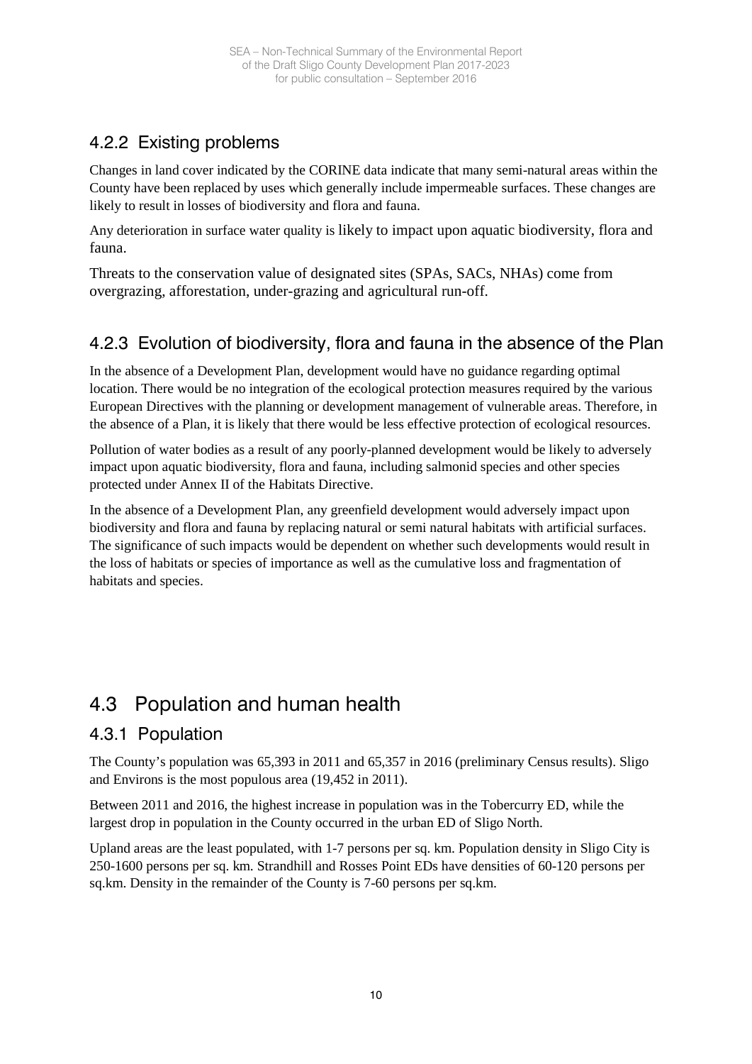### 4.2.2 Existing problems

Changes in land cover indicated by the CORINE data indicate that many semi-natural areas within the County have been replaced by uses which generally include impermeable surfaces. These changes are likely to result in losses of biodiversity and flora and fauna.

Any deterioration in surface water quality is likely to impact upon aquatic biodiversity, flora and fauna.

Threats to the conservation value of designated sites (SPAs, SACs, NHAs) come from overgrazing, afforestation, under-grazing and agricultural run-off.

### 4.2.3 Evolution of biodiversity, flora and fauna in the absence of the Plan

In the absence of a Development Plan, development would have no guidance regarding optimal location. There would be no integration of the ecological protection measures required by the various European Directives with the planning or development management of vulnerable areas. Therefore, in the absence of a Plan, it is likely that there would be less effective protection of ecological resources.

Pollution of water bodies as a result of any poorly-planned development would be likely to adversely impact upon aquatic biodiversity, flora and fauna, including salmonid species and other species protected under Annex II of the Habitats Directive.

In the absence of a Development Plan, any greenfield development would adversely impact upon biodiversity and flora and fauna by replacing natural or semi natural habitats with artificial surfaces. The significance of such impacts would be dependent on whether such developments would result in the loss of habitats or species of importance as well as the cumulative loss and fragmentation of habitats and species.

## 4.3 Population and human health

### 4.3.1 Population

The County's population was 65,393 in 2011 and 65,357 in 2016 (preliminary Census results). Sligo and Environs is the most populous area (19,452 in 2011).

Between 2011 and 2016, the highest increase in population was in the Tobercurry ED, while the largest drop in population in the County occurred in the urban ED of Sligo North.

Upland areas are the least populated, with 1-7 persons per sq. km. Population density in Sligo City is 250-1600 persons per sq. km. Strandhill and Rosses Point EDs have densities of 60-120 persons per sq.km. Density in the remainder of the County is 7-60 persons per sq.km.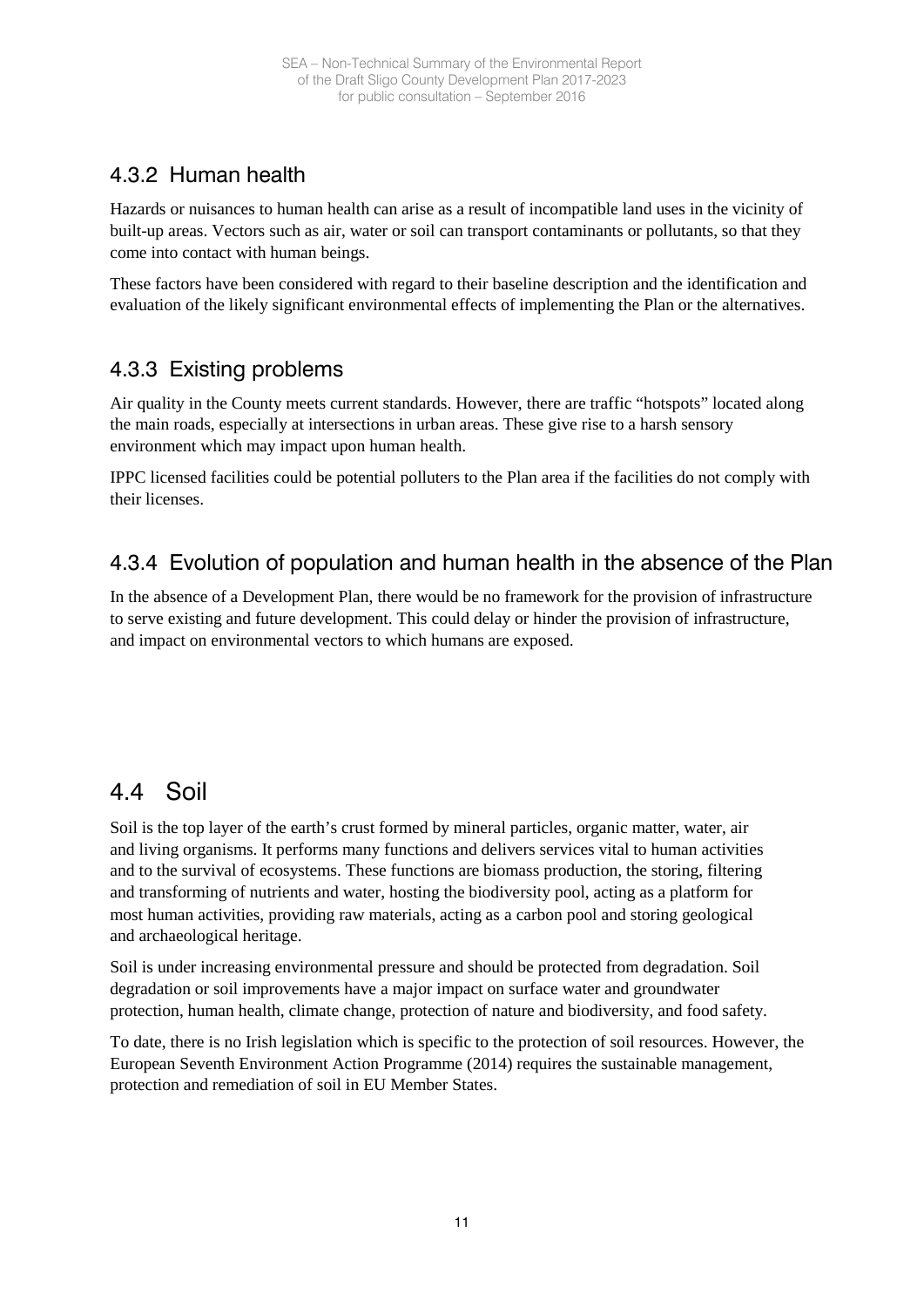### 4.3.2 Human health

Hazards or nuisances to human health can arise as a result of incompatible land uses in the vicinity of built-up areas. Vectors such as air, water or soil can transport contaminants or pollutants, so that they come into contact with human beings.

These factors have been considered with regard to their baseline description and the identification and evaluation of the likely significant environmental effects of implementing the Plan or the alternatives.

### 4.3.3 Existing problems

Air quality in the County meets current standards. However, there are traffic "hotspots" located along the main roads, especially at intersections in urban areas. These give rise to a harsh sensory environment which may impact upon human health.

IPPC licensed facilities could be potential polluters to the Plan area if the facilities do not comply with their licenses.

### 4.3.4 Evolution of population and human health in the absence of the Plan

In the absence of a Development Plan, there would be no framework for the provision of infrastructure to serve existing and future development. This could delay or hinder the provision of infrastructure, and impact on environmental vectors to which humans are exposed.

## 4.4 Soil

Soil is the top layer of the earth's crust formed by mineral particles, organic matter, water, air and living organisms. It performs many functions and delivers services vital to human activities and to the survival of ecosystems. These functions are biomass production, the storing, filtering and transforming of nutrients and water, hosting the biodiversity pool, acting as a platform for most human activities, providing raw materials, acting as a carbon pool and storing geological and archaeological heritage.

Soil is under increasing environmental pressure and should be protected from degradation. Soil degradation or soil improvements have a major impact on surface water and groundwater protection, human health, climate change, protection of nature and biodiversity, and food safety.

To date, there is no Irish legislation which is specific to the protection of soil resources. However, the European Seventh Environment Action Programme (2014) requires the sustainable management, protection and remediation of soil in EU Member States.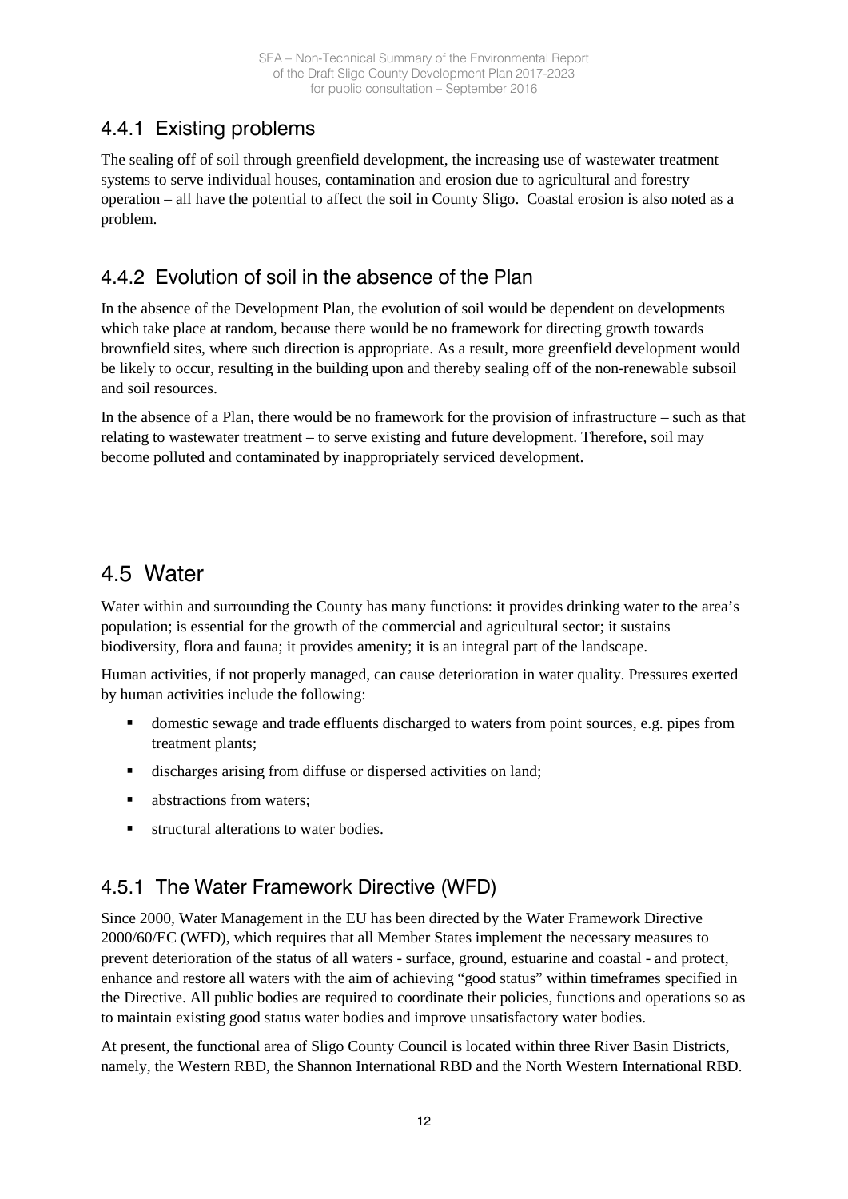### 4.4.1 Existing problems

The sealing off of soil through greenfield development, the increasing use of wastewater treatment systems to serve individual houses, contamination and erosion due to agricultural and forestry operation – all have the potential to affect the soil in County Sligo. Coastal erosion is also noted as a problem.

### 4.4.2 Evolution of soil in the absence of the Plan

In the absence of the Development Plan, the evolution of soil would be dependent on developments which take place at random, because there would be no framework for directing growth towards brownfield sites, where such direction is appropriate. As a result, more greenfield development would be likely to occur, resulting in the building upon and thereby sealing off of the non-renewable subsoil and soil resources.

In the absence of a Plan, there would be no framework for the provision of infrastructure – such as that relating to wastewater treatment – to serve existing and future development. Therefore, soil may become polluted and contaminated by inappropriately serviced development.

## 4.5 Water

Water within and surrounding the County has many functions: it provides drinking water to the area's population; is essential for the growth of the commercial and agricultural sector; it sustains biodiversity, flora and fauna; it provides amenity; it is an integral part of the landscape.

Human activities, if not properly managed, can cause deterioration in water quality. Pressures exerted by human activities include the following:

- domestic sewage and trade effluents discharged to waters from point sources, e.g. pipes from treatment plants;
- discharges arising from diffuse or dispersed activities on land;
- abstractions from waters;
- structural alterations to water bodies.

### 4.5.1 The Water Framework Directive (WFD)

Since 2000, Water Management in the EU has been directed by the Water Framework Directive 2000/60/EC (WFD), which requires that all Member States implement the necessary measures to prevent deterioration of the status of all waters - surface, ground, estuarine and coastal - and protect, enhance and restore all waters with the aim of achieving "good status" within timeframes specified in the Directive. All public bodies are required to coordinate their policies, functions and operations so as to maintain existing good status water bodies and improve unsatisfactory water bodies.

At present, the functional area of Sligo County Council is located within three River Basin Districts, namely, the Western RBD, the Shannon International RBD and the North Western International RBD.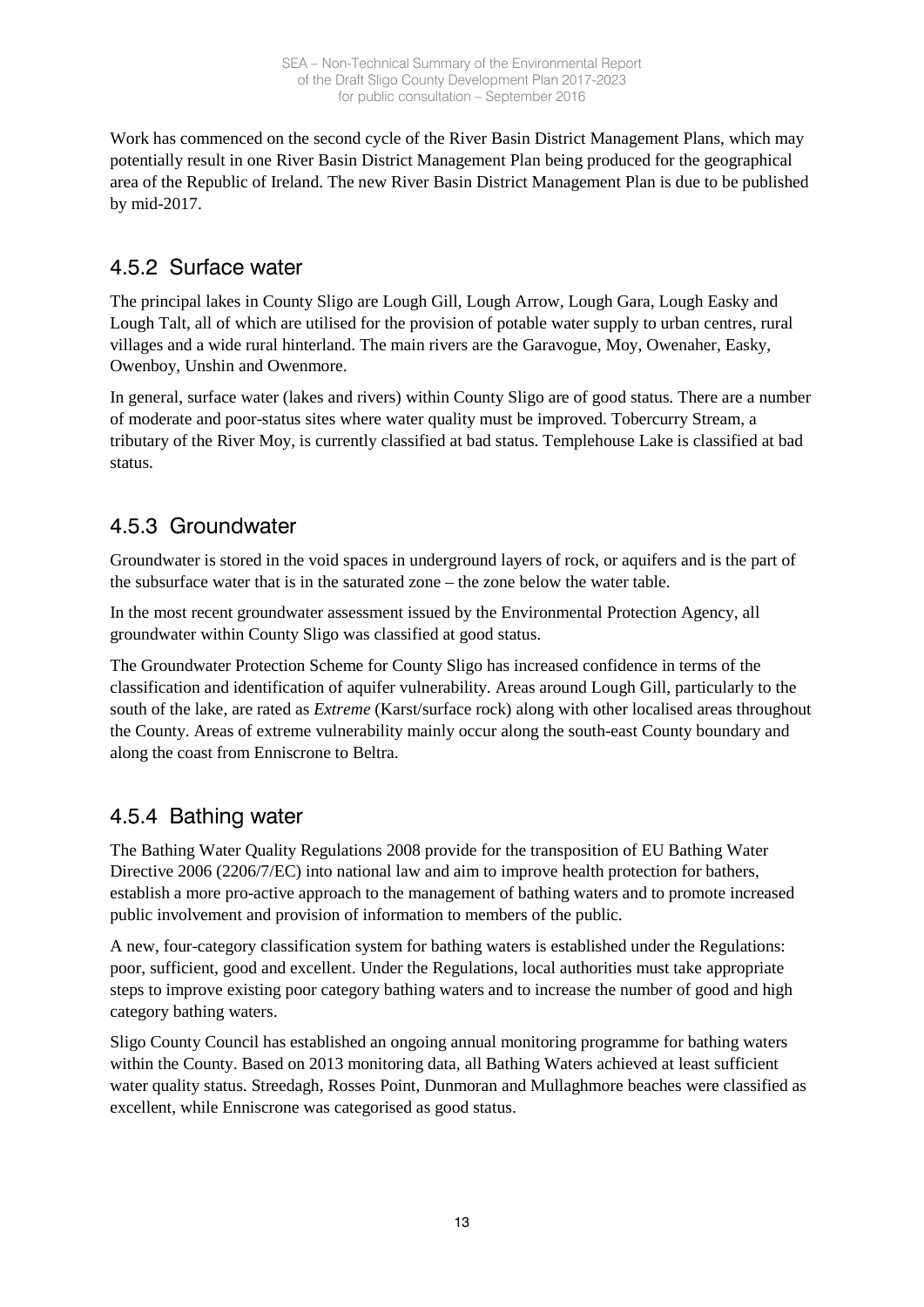Work has commenced on the second cycle of the River Basin District Management Plans, which may potentially result in one River Basin District Management Plan being produced for the geographical area of the Republic of Ireland. The new River Basin District Management Plan is due to be published by mid-2017.

## 4.5.2 Surface water

The principal lakes in County Sligo are Lough Gill, Lough Arrow, Lough Gara, Lough Easky and Lough Talt, all of which are utilised for the provision of potable water supply to urban centres, rural villages and a wide rural hinterland. The main rivers are the Garavogue, Moy, Owenaher, Easky, Owenboy, Unshin and Owenmore.

In general, surface water (lakes and rivers) within County Sligo are of good status. There are a number of moderate and poor-status sites where water quality must be improved. Tobercurry Stream, a tributary of the River Moy, is currently classified at bad status. Templehouse Lake is classified at bad status.

## 4.5.3 Groundwater

Groundwater is stored in the void spaces in underground layers of rock, or aquifers and is the part of the subsurface water that is in the saturated zone – the zone below the water table.

In the most recent groundwater assessment issued by the Environmental Protection Agency, all groundwater within County Sligo was classified at good status.

The Groundwater Protection Scheme for County Sligo has increased confidence in terms of the classification and identification of aquifer vulnerability. Areas around Lough Gill, particularly to the south of the lake, are rated as *Extreme* (Karst/surface rock) along with other localised areas throughout the County. Areas of extreme vulnerability mainly occur along the south-east County boundary and along the coast from Enniscrone to Beltra.

## 4.5.4 Bathing water

The Bathing Water Quality Regulations 2008 provide for the transposition of EU Bathing Water Directive 2006 (2206/7/EC) into national law and aim to improve health protection for bathers, establish a more pro-active approach to the management of bathing waters and to promote increased public involvement and provision of information to members of the public.

A new, four-category classification system for bathing waters is established under the Regulations: poor, sufficient, good and excellent. Under the Regulations, local authorities must take appropriate steps to improve existing poor category bathing waters and to increase the number of good and high category bathing waters.

Sligo County Council has established an ongoing annual monitoring programme for bathing waters within the County. Based on 2013 monitoring data, all Bathing Waters achieved at least sufficient water quality status. Streedagh, Rosses Point, Dunmoran and Mullaghmore beaches were classified as excellent, while Enniscrone was categorised as good status.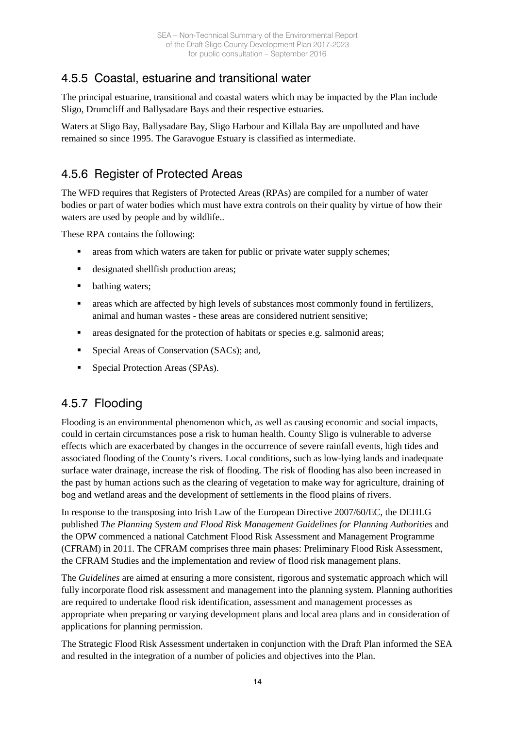## 4.5.5 Coastal, estuarine and transitional water

The principal estuarine, transitional and coastal waters which may be impacted by the Plan include Sligo, Drumcliff and Ballysadare Bays and their respective estuaries.

Waters at Sligo Bay, Ballysadare Bay, Sligo Harbour and Killala Bay are unpolluted and have remained so since 1995. The Garavogue Estuary is classified as intermediate.

## 4.5.6 Register of Protected Areas

The WFD requires that Registers of Protected Areas (RPAs) are compiled for a number of water bodies or part of water bodies which must have extra controls on their quality by virtue of how their waters are used by people and by wildlife..

These RPA contains the following:

- areas from which waters are taken for public or private water supply schemes;
- designated shellfish production areas;
- bathing waters;
- areas which are affected by high levels of substances most commonly found in fertilizers, animal and human wastes - these areas are considered nutrient sensitive;
- areas designated for the protection of habitats or species e.g. salmonid areas;
- Special Areas of Conservation (SACs); and,
- Special Protection Areas (SPAs).

## 4.5.7 Flooding

Flooding is an environmental phenomenon which, as well as causing economic and social impacts, could in certain circumstances pose a risk to human health. County Sligo is vulnerable to adverse effects which are exacerbated by changes in the occurrence of severe rainfall events, high tides and associated flooding of the County's rivers. Local conditions, such as low-lying lands and inadequate surface water drainage, increase the risk of flooding. The risk of flooding has also been increased in the past by human actions such as the clearing of vegetation to make way for agriculture, draining of bog and wetland areas and the development of settlements in the flood plains of rivers.

In response to the transposing into Irish Law of the European Directive 2007/60/EC, the DEHLG published *The Planning System and Flood Risk Management Guidelines for Planning Authorities* and the OPW commenced a national Catchment Flood Risk Assessment and Management Programme (CFRAM) in 2011. The CFRAM comprises three main phases: Preliminary Flood Risk Assessment, the CFRAM Studies and the implementation and review of flood risk management plans.

The *Guidelines* are aimed at ensuring a more consistent, rigorous and systematic approach which will fully incorporate flood risk assessment and management into the planning system. Planning authorities are required to undertake flood risk identification, assessment and management processes as appropriate when preparing or varying development plans and local area plans and in consideration of applications for planning permission.

The Strategic Flood Risk Assessment undertaken in conjunction with the Draft Plan informed the SEA and resulted in the integration of a number of policies and objectives into the Plan.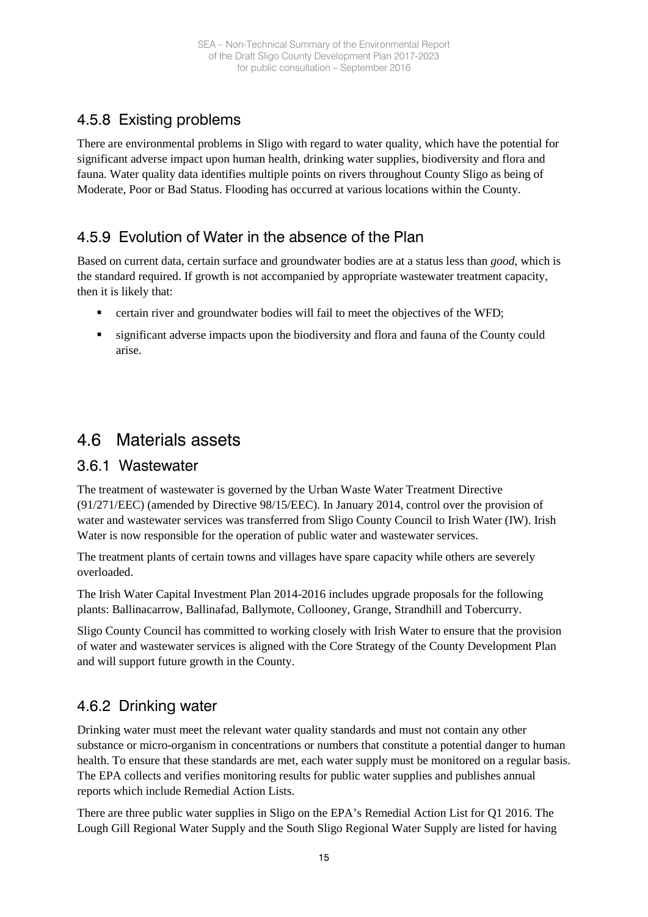### 4.5.8 Existing problems

There are environmental problems in Sligo with regard to water quality, which have the potential for significant adverse impact upon human health, drinking water supplies, biodiversity and flora and fauna. Water quality data identifies multiple points on rivers throughout County Sligo as being of Moderate, Poor or Bad Status. Flooding has occurred at various locations within the County.

### 4.5.9 Evolution of Water in the absence of the Plan

Based on current data, certain surface and groundwater bodies are at a status less than *good*, which is the standard required. If growth is not accompanied by appropriate wastewater treatment capacity, then it is likely that:

- certain river and groundwater bodies will fail to meet the objectives of the WFD;
- significant adverse impacts upon the biodiversity and flora and fauna of the County could arise.

## 4.6 Materials assets

### 3.6.1 Wastewater

The treatment of wastewater is governed by the Urban Waste Water Treatment Directive (91/271/EEC) (amended by Directive 98/15/EEC). In January 2014, control over the provision of water and wastewater services was transferred from Sligo County Council to Irish Water (IW). Irish Water is now responsible for the operation of public water and wastewater services.

The treatment plants of certain towns and villages have spare capacity while others are severely overloaded.

The Irish Water Capital Investment Plan 2014-2016 includes upgrade proposals for the following plants: Ballinacarrow, Ballinafad, Ballymote, Collooney, Grange, Strandhill and Tobercurry.

Sligo County Council has committed to working closely with Irish Water to ensure that the provision of water and wastewater services is aligned with the Core Strategy of the County Development Plan and will support future growth in the County.

### 4.6.2 Drinking water

Drinking water must meet the relevant water quality standards and must not contain any other substance or micro-organism in concentrations or numbers that constitute a potential danger to human health. To ensure that these standards are met, each water supply must be monitored on a regular basis. The EPA collects and verifies monitoring results for public water supplies and publishes annual reports which include Remedial Action Lists.

There are three public water supplies in Sligo on the EPA's Remedial Action List for Q1 2016. The Lough Gill Regional Water Supply and the South Sligo Regional Water Supply are listed for having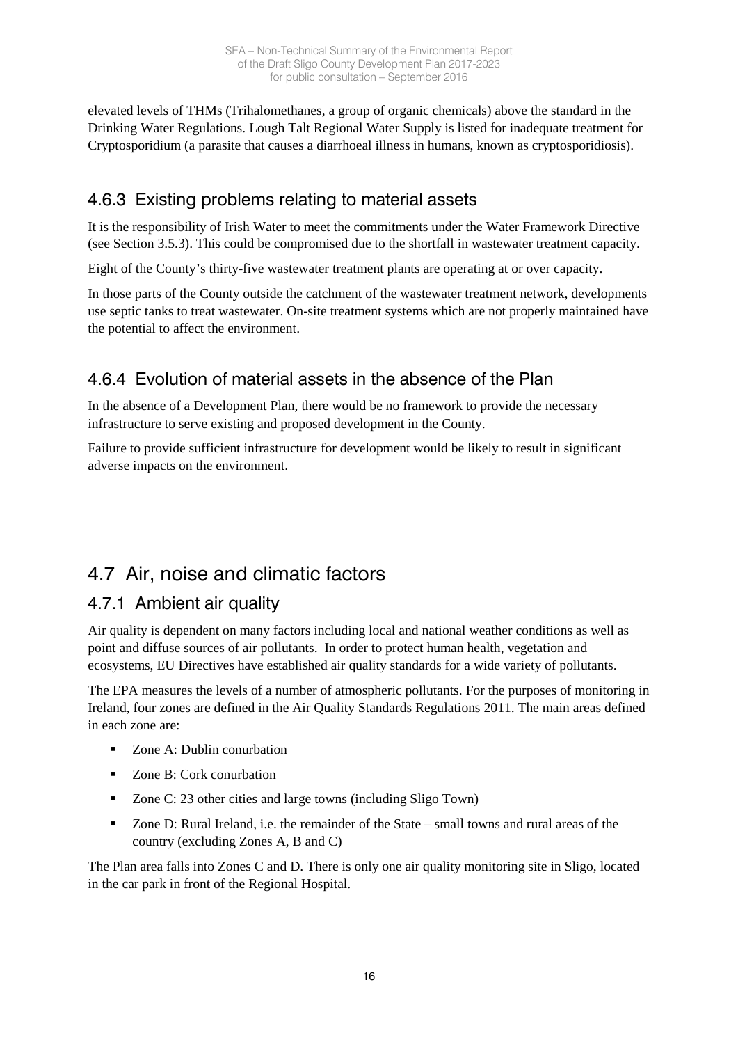elevated levels of THMs (Trihalomethanes, a group of organic chemicals) above the standard in the Drinking Water Regulations. Lough Talt Regional Water Supply is listed for inadequate treatment for Cryptosporidium (a parasite that causes a diarrhoeal illness in humans, known as cryptosporidiosis).

### 4.6.3 Existing problems relating to material assets

It is the responsibility of Irish Water to meet the commitments under the Water Framework Directive (see Section 3.5.3). This could be compromised due to the shortfall in wastewater treatment capacity.

Eight of the County's thirty-five wastewater treatment plants are operating at or over capacity.

In those parts of the County outside the catchment of the wastewater treatment network, developments use septic tanks to treat wastewater. On-site treatment systems which are not properly maintained have the potential to affect the environment.

### 4.6.4 Evolution of material assets in the absence of the Plan

In the absence of a Development Plan, there would be no framework to provide the necessary infrastructure to serve existing and proposed development in the County.

Failure to provide sufficient infrastructure for development would be likely to result in significant adverse impacts on the environment.

## 4.7 Air, noise and climatic factors

### 4.7.1 Ambient air quality

Air quality is dependent on many factors including local and national weather conditions as well as point and diffuse sources of air pollutants. In order to protect human health, vegetation and ecosystems, EU Directives have established air quality standards for a wide variety of pollutants.

The EPA measures the levels of a number of atmospheric pollutants. For the purposes of monitoring in Ireland, four zones are defined in the Air Quality Standards Regulations 2011. The main areas defined in each zone are:

- Zone A: Dublin conurbation
- Zone B: Cork conurbation
- Zone C: 23 other cities and large towns (including Sligo Town)
- Zone D: Rural Ireland, i.e. the remainder of the State – small towns and rural areas of the country (excluding Zones A, B and C)

The Plan area falls into Zones C and D. There is only one air quality monitoring site in Sligo, located in the car park in front of the Regional Hospital.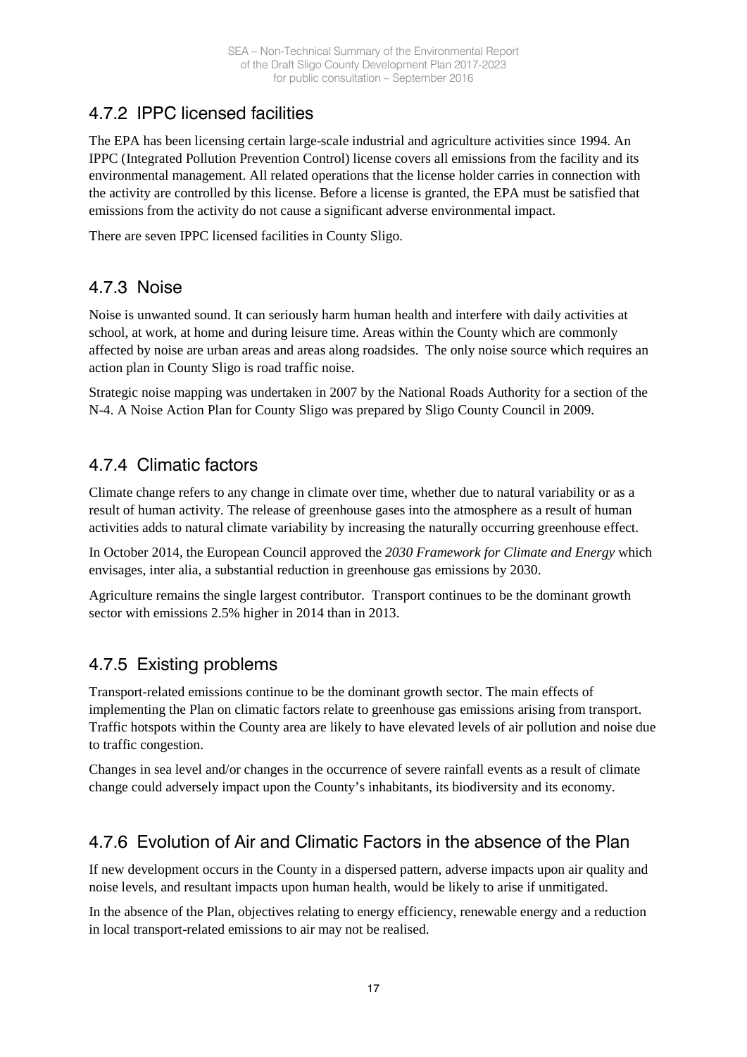### 4.7.2 IPPC licensed facilities

The EPA has been licensing certain large-scale industrial and agriculture activities since 1994. An IPPC (Integrated Pollution Prevention Control) license covers all emissions from the facility and its environmental management. All related operations that the license holder carries in connection with the activity are controlled by this license. Before a license is granted, the EPA must be satisfied that emissions from the activity do not cause a significant adverse environmental impact.

There are seven IPPC licensed facilities in County Sligo.

### 4.7.3 Noise

Noise is unwanted sound. It can seriously harm human health and interfere with daily activities at school, at work, at home and during leisure time. Areas within the County which are commonly affected by noise are urban areas and areas along roadsides. The only noise source which requires an action plan in County Sligo is road traffic noise.

Strategic noise mapping was undertaken in 2007 by the National Roads Authority for a section of the N-4. A Noise Action Plan for County Sligo was prepared by Sligo County Council in 2009.

### 4.7.4 Climatic factors

Climate change refers to any change in climate over time, whether due to natural variability or as a result of human activity. The release of greenhouse gases into the atmosphere as a result of human activities adds to natural climate variability by increasing the naturally occurring greenhouse effect.

In October 2014, the European Council approved the *2030 Framework for Climate and Energy* which envisages, inter alia, a substantial reduction in greenhouse gas emissions by 2030.

Agriculture remains the single largest contributor. Transport continues to be the dominant growth sector with emissions 2.5% higher in 2014 than in 2013.

### 4.7.5 Existing problems

Transport-related emissions continue to be the dominant growth sector. The main effects of implementing the Plan on climatic factors relate to greenhouse gas emissions arising from transport. Traffic hotspots within the County area are likely to have elevated levels of air pollution and noise due to traffic congestion.

Changes in sea level and/or changes in the occurrence of severe rainfall events as a result of climate change could adversely impact upon the County's inhabitants, its biodiversity and its economy.

### 4.7.6 Evolution of Air and Climatic Factors in the absence of the Plan

If new development occurs in the County in a dispersed pattern, adverse impacts upon air quality and noise levels, and resultant impacts upon human health, would be likely to arise if unmitigated.

In the absence of the Plan, objectives relating to energy efficiency, renewable energy and a reduction in local transport-related emissions to air may not be realised.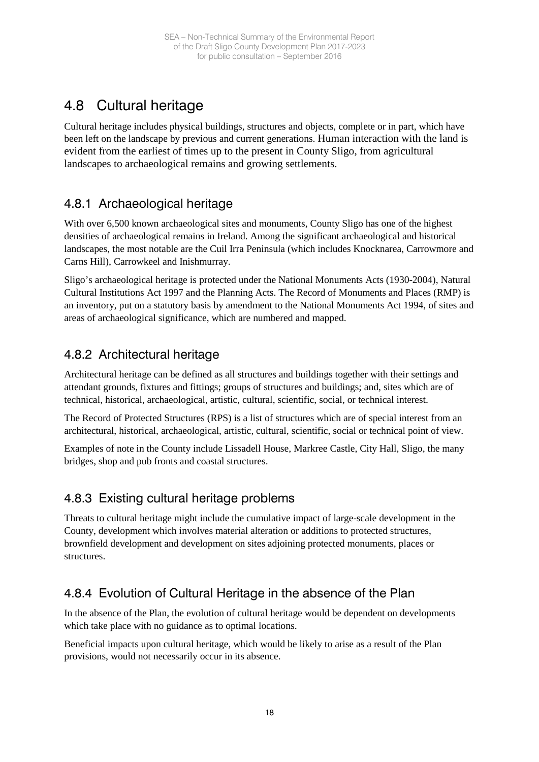## 4.8 Cultural heritage

Cultural heritage includes physical buildings, structures and objects, complete or in part, which have been left on the landscape by previous and current generations. Human interaction with the land is evident from the earliest of times up to the present in County Sligo, from agricultural landscapes to archaeological remains and growing settlements.

### 4.8.1 Archaeological heritage

With over 6,500 known archaeological sites and monuments, County Sligo has one of the highest densities of archaeological remains in Ireland. Among the significant archaeological and historical landscapes, the most notable are the Cuil Irra Peninsula (which includes Knocknarea, Carrowmore and Carns Hill), Carrowkeel and Inishmurray.

Sligo's archaeological heritage is protected under the National Monuments Acts (1930-2004), Natural Cultural Institutions Act 1997 and the Planning Acts. The Record of Monuments and Places (RMP) is an inventory, put on a statutory basis by amendment to the National Monuments Act 1994, of sites and areas of archaeological significance, which are numbered and mapped.

### 4.8.2 Architectural heritage

Architectural heritage can be defined as all structures and buildings together with their settings and attendant grounds, fixtures and fittings; groups of structures and buildings; and, sites which are of technical, historical, archaeological, artistic, cultural, scientific, social, or technical interest.

The Record of Protected Structures (RPS) is a list of structures which are of special interest from an architectural, historical, archaeological, artistic, cultural, scientific, social or technical point of view.

Examples of note in the County include Lissadell House, Markree Castle, City Hall, Sligo, the many bridges, shop and pub fronts and coastal structures.

### 4.8.3 Existing cultural heritage problems

Threats to cultural heritage might include the cumulative impact of large-scale development in the County, development which involves material alteration or additions to protected structures, brownfield development and development on sites adjoining protected monuments, places or structures.

### 4.8.4 Evolution of Cultural Heritage in the absence of the Plan

In the absence of the Plan, the evolution of cultural heritage would be dependent on developments which take place with no guidance as to optimal locations.

Beneficial impacts upon cultural heritage, which would be likely to arise as a result of the Plan provisions, would not necessarily occur in its absence.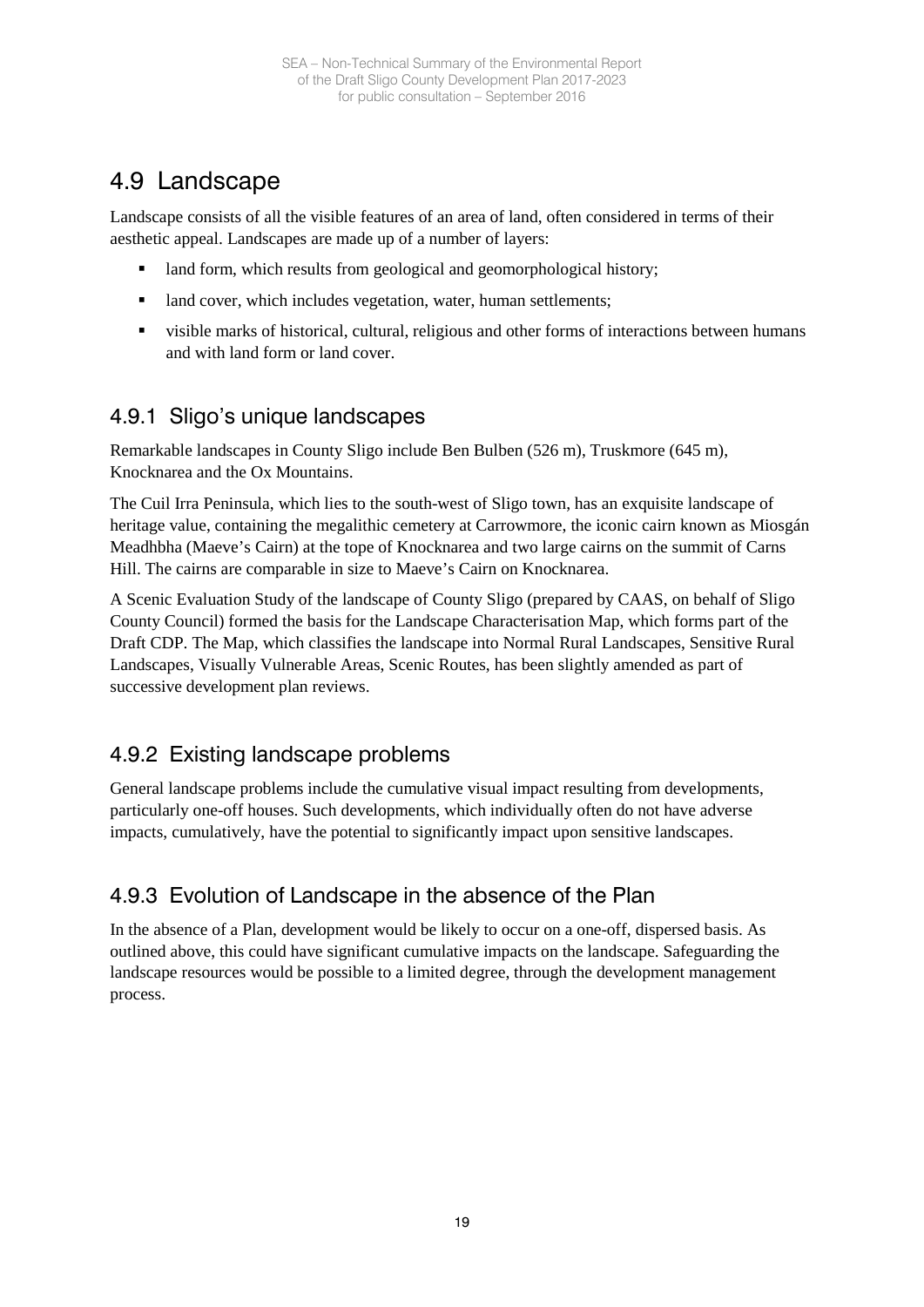## 4.9 Landscape

Landscape consists of all the visible features of an area of land, often considered in terms of their aesthetic appeal. Landscapes are made up of a number of layers:

- land form, which results from geological and geomorphological history;
- land cover, which includes vegetation, water, human settlements;
- visible marks of historical, cultural, religious and other forms of interactions between humans and with land form or land cover.

### 4.9.1 Sligo's unique landscapes

Remarkable landscapes in County Sligo include Ben Bulben (526 m), Truskmore (645 m), Knocknarea and the Ox Mountains.

The Cuil Irra Peninsula, which lies to the south-west of Sligo town, has an exquisite landscape of heritage value, containing the megalithic cemetery at Carrowmore, the iconic cairn known as Miosgán Meadhbha (Maeve's Cairn) at the tope of Knocknarea and two large cairns on the summit of Carns Hill. The cairns are comparable in size to Maeve's Cairn on Knocknarea.

A Scenic Evaluation Study of the landscape of County Sligo (prepared by CAAS, on behalf of Sligo County Council) formed the basis for the Landscape Characterisation Map, which forms part of the Draft CDP. The Map, which classifies the landscape into Normal Rural Landscapes, Sensitive Rural Landscapes, Visually Vulnerable Areas, Scenic Routes, has been slightly amended as part of successive development plan reviews.

### 4.9.2 Existing landscape problems

General landscape problems include the cumulative visual impact resulting from developments, particularly one-off houses. Such developments, which individually often do not have adverse impacts, cumulatively, have the potential to significantly impact upon sensitive landscapes.

### 4.9.3 Evolution of Landscape in the absence of the Plan

In the absence of a Plan, development would be likely to occur on a one-off, dispersed basis. As outlined above, this could have significant cumulative impacts on the landscape. Safeguarding the landscape resources would be possible to a limited degree, through the development management process.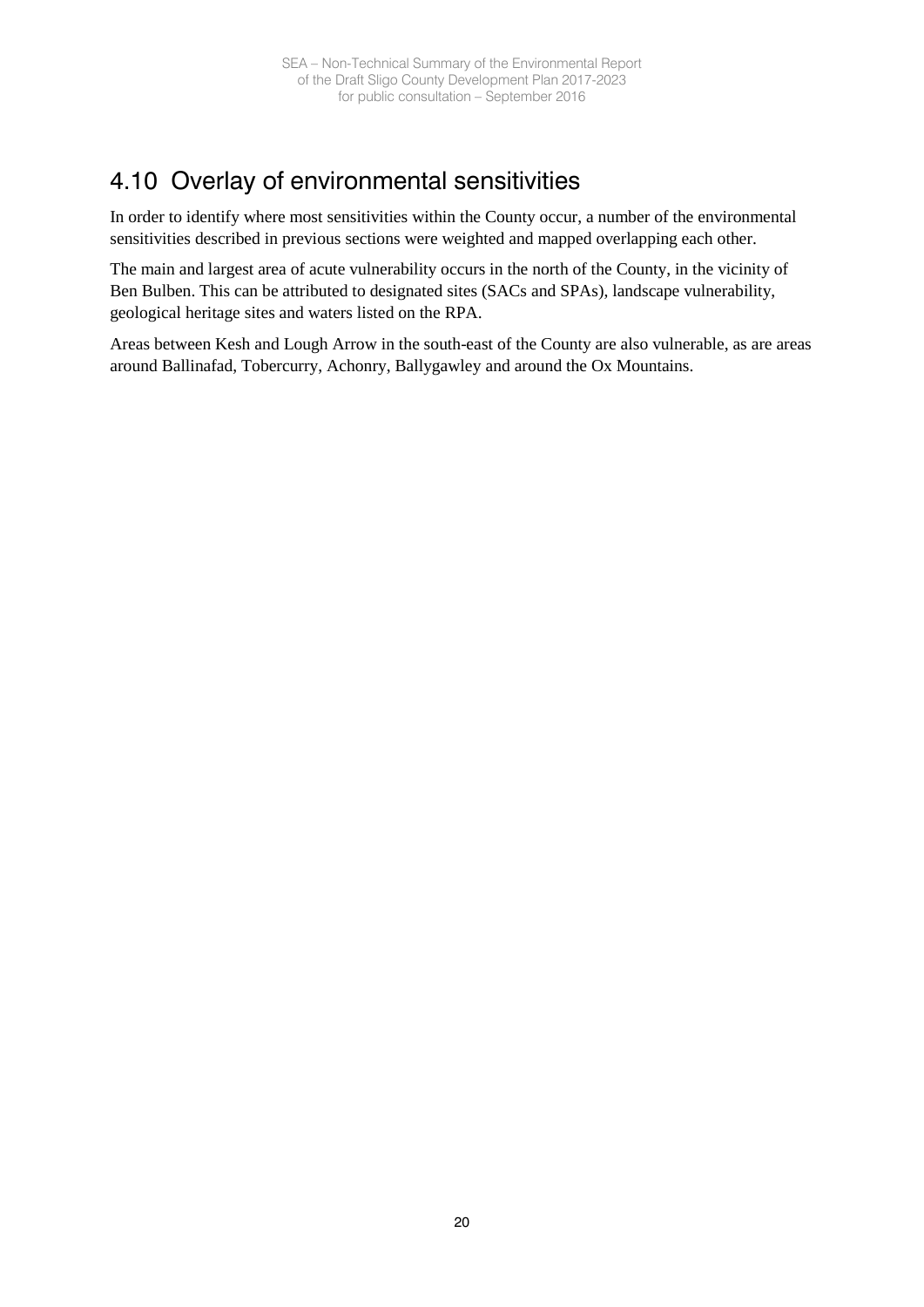## 4.10 Overlay of environmental sensitivities

In order to identify where most sensitivities within the County occur, a number of the environmental sensitivities described in previous sections were weighted and mapped overlapping each other.

The main and largest area of acute vulnerability occurs in the north of the County, in the vicinity of Ben Bulben. This can be attributed to designated sites (SACs and SPAs), landscape vulnerability, geological heritage sites and waters listed on the RPA.

Areas between Kesh and Lough Arrow in the south-east of the County are also vulnerable, as are areas around Ballinafad, Tobercurry, Achonry, Ballygawley and around the Ox Mountains.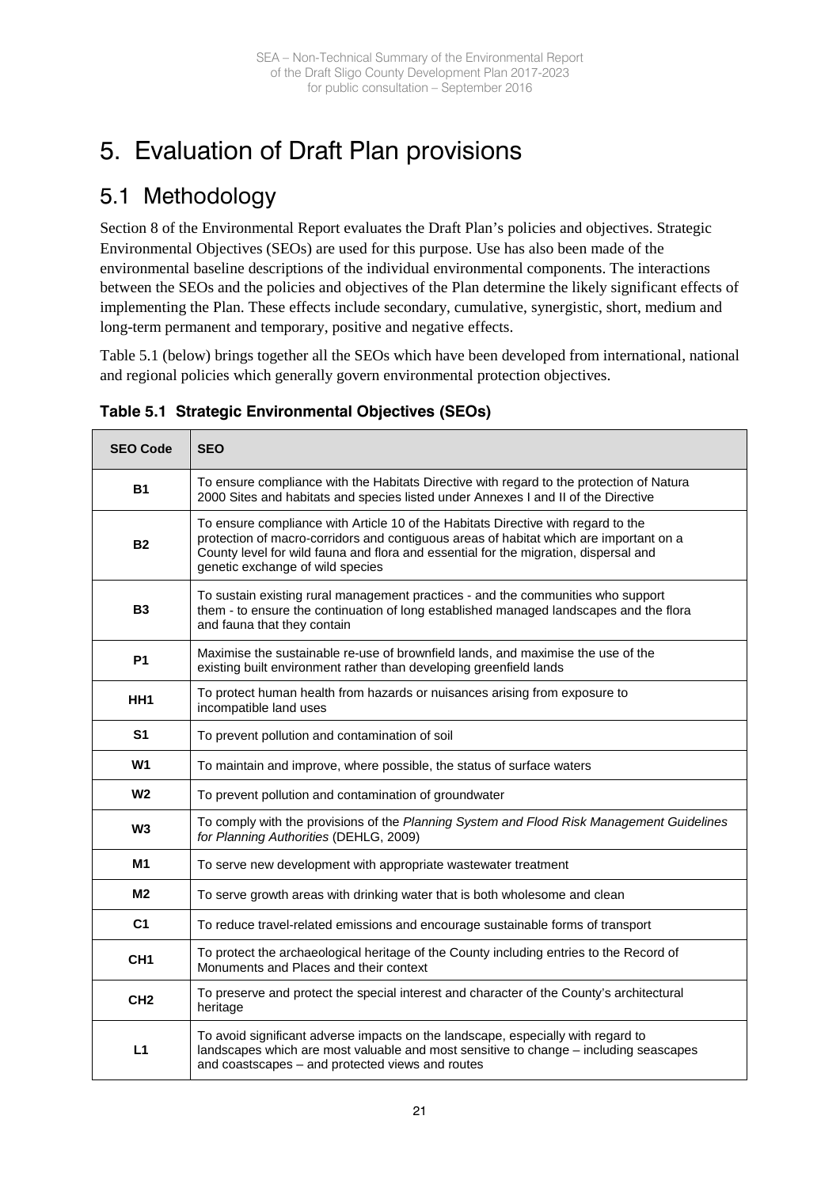# 5. Evaluation of Draft Plan provisions

## 5.1 Methodology

Section 8 of the Environmental Report evaluates the Draft Plan's policies and objectives. Strategic Environmental Objectives (SEOs) are used for this purpose. Use has also been made of the environmental baseline descriptions of the individual environmental components. The interactions between the SEOs and the policies and objectives of the Plan determine the likely significant effects of implementing the Plan. These effects include secondary, cumulative, synergistic, short, medium and long-term permanent and temporary, positive and negative effects.

Table 5.1 (below) brings together all the SEOs which have been developed from international, national and regional policies which generally govern environmental protection objectives.

**Table 5.1 Strategic Environmental Objectives (SEOs)**

| SEO Code | SEO |
|---|---|
| **B1** | To ensure compliance with the Habitats Directive with regard to the protection of Natura 2000 Sites and habitats and species listed under Annexes I and II of the Directive |
| **B2** | To ensure compliance with Article 10 of the Habitats Directive with regard to the protection of macro-corridors and contiguous areas of habitat which are important on a County level for wild fauna and flora and essential for the migration, dispersal and genetic exchange of wild species |
| **B3** | To sustain existing rural management practices - and the communities who support them - to ensure the continuation of long established managed landscapes and the flora and fauna that they contain |
| **P1** | Maximise the sustainable re-use of brownfield lands, and maximise the use of the existing built environment rather than developing greenfield lands |
| **HH1** | To protect human health from hazards or nuisances arising from exposure to incompatible land uses |
| **S1** | To prevent pollution and contamination of soil |
| **W1** | To maintain and improve, where possible, the status of surface waters |
| **W2** | To prevent pollution and contamination of groundwater |
| **W3** | To comply with the provisions of the *Planning System and Flood Risk Management Guidelines for Planning Authorities* (DEHLG, 2009) |
| **M1** | To serve new development with appropriate wastewater treatment |
| **M2** | To serve growth areas with drinking water that is both wholesome and clean |
| **C1** | To reduce travel-related emissions and encourage sustainable forms of transport |
| **CH1** | To protect the archaeological heritage of the County including entries to the Record of Monuments and Places and their context |
| **CH2** | To preserve and protect the special interest and character of the County's architectural heritage |
| **L1** | To avoid significant adverse impacts on the landscape, especially with regard to landscapes which are most valuable and most sensitive to change – including seascapes and coastscapes – and protected views and routes |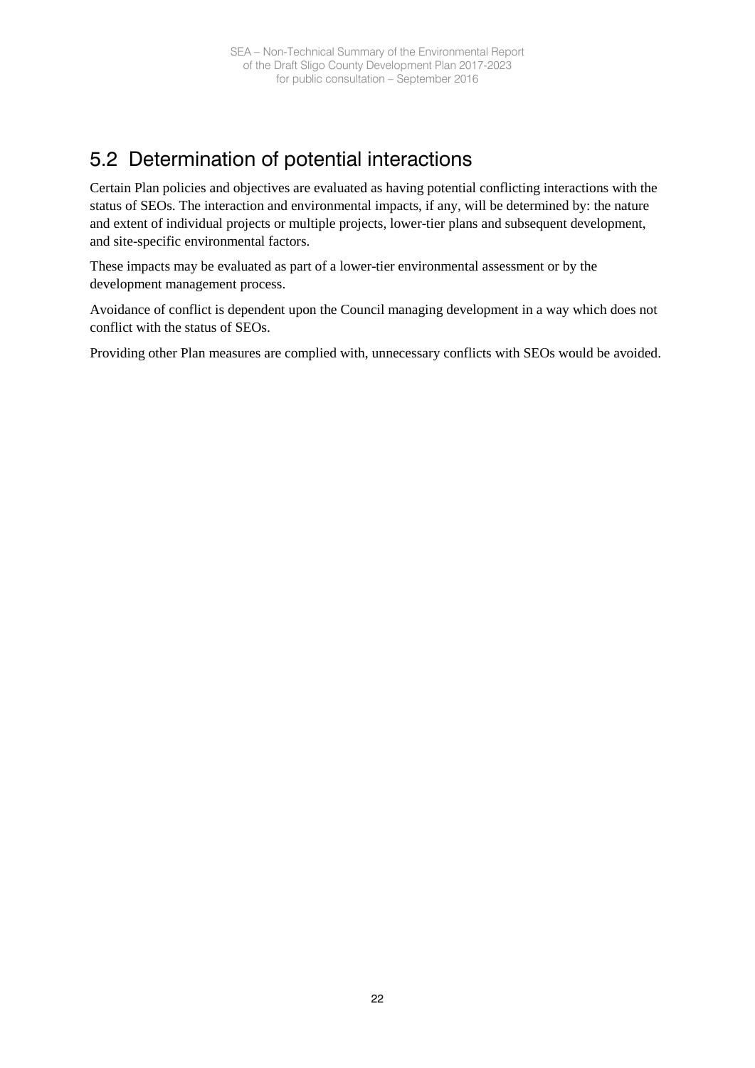## 5.2 Determination of potential interactions

Certain Plan policies and objectives are evaluated as having potential conflicting interactions with the status of SEOs. The interaction and environmental impacts, if any, will be determined by: the nature and extent of individual projects or multiple projects, lower-tier plans and subsequent development, and site-specific environmental factors.

These impacts may be evaluated as part of a lower-tier environmental assessment or by the development management process.

Avoidance of conflict is dependent upon the Council managing development in a way which does not conflict with the status of SEOs.

Providing other Plan measures are complied with, unnecessary conflicts with SEOs would be avoided.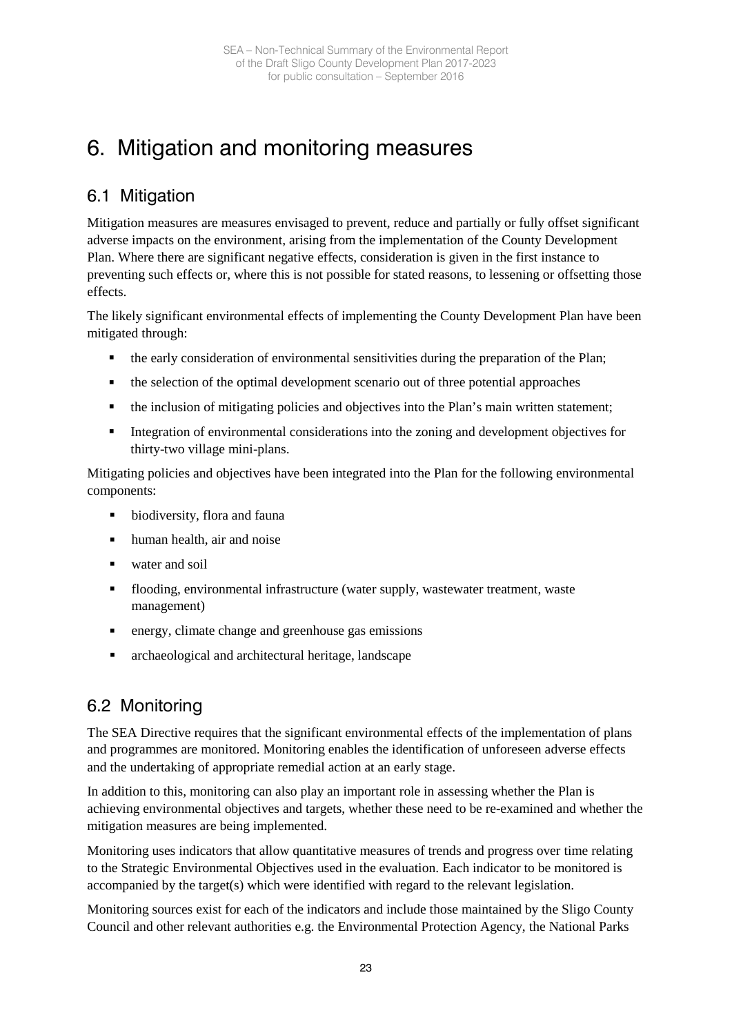# 6. Mitigation and monitoring measures

## 6.1 Mitigation

Mitigation measures are measures envisaged to prevent, reduce and partially or fully offset significant adverse impacts on the environment, arising from the implementation of the County Development Plan. Where there are significant negative effects, consideration is given in the first instance to preventing such effects or, where this is not possible for stated reasons, to lessening or offsetting those effects.

The likely significant environmental effects of implementing the County Development Plan have been mitigated through:

- the early consideration of environmental sensitivities during the preparation of the Plan;
- the selection of the optimal development scenario out of three potential approaches
- the inclusion of mitigating policies and objectives into the Plan's main written statement;
- Integration of environmental considerations into the zoning and development objectives for thirty-two village mini-plans.

Mitigating policies and objectives have been integrated into the Plan for the following environmental components:

- biodiversity, flora and fauna
- human health, air and noise
- water and soil
- flooding, environmental infrastructure (water supply, wastewater treatment, waste management)
- energy, climate change and greenhouse gas emissions
- archaeological and architectural heritage, landscape

## 6.2 Monitoring

The SEA Directive requires that the significant environmental effects of the implementation of plans and programmes are monitored. Monitoring enables the identification of unforeseen adverse effects and the undertaking of appropriate remedial action at an early stage.

In addition to this, monitoring can also play an important role in assessing whether the Plan is achieving environmental objectives and targets, whether these need to be re-examined and whether the mitigation measures are being implemented.

Monitoring uses indicators that allow quantitative measures of trends and progress over time relating to the Strategic Environmental Objectives used in the evaluation. Each indicator to be monitored is accompanied by the target(s) which were identified with regard to the relevant legislation.

Monitoring sources exist for each of the indicators and include those maintained by the Sligo County Council and other relevant authorities e.g. the Environmental Protection Agency, the National Parks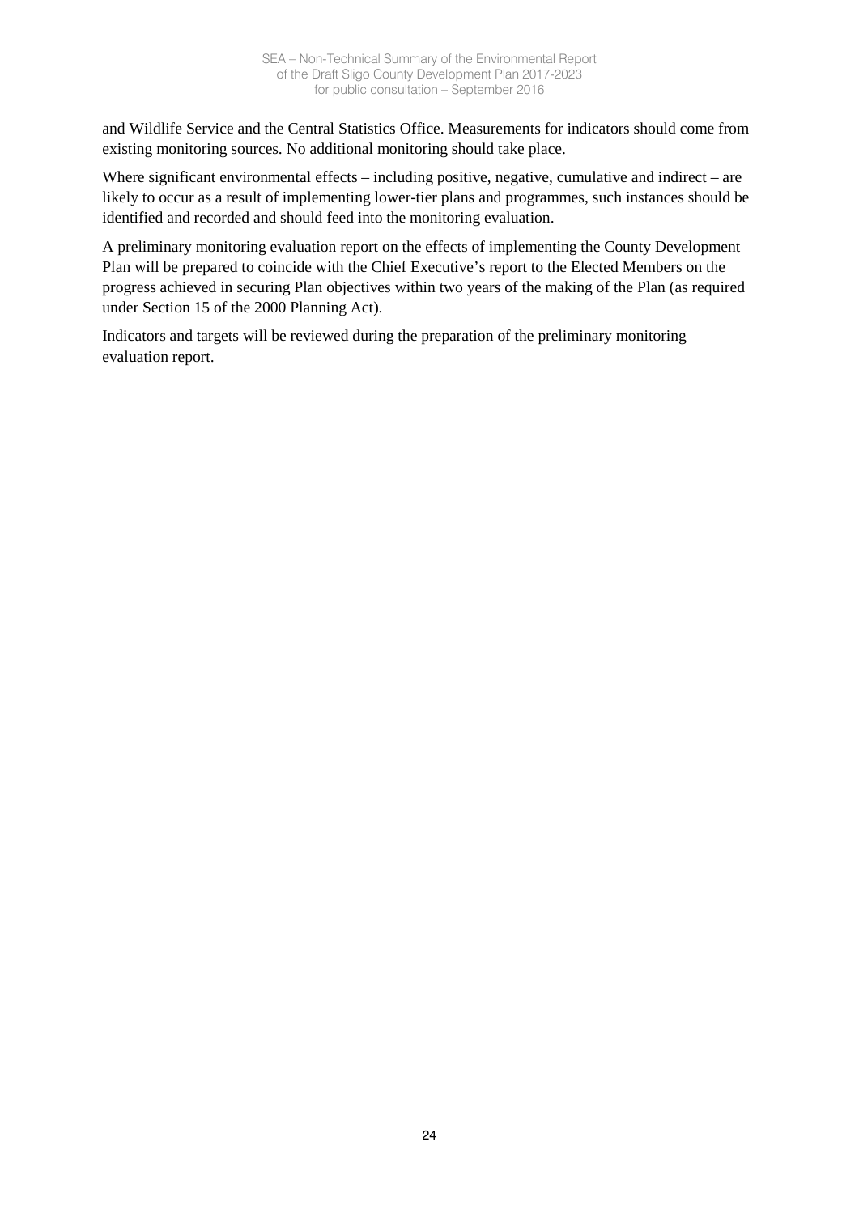and Wildlife Service and the Central Statistics Office. Measurements for indicators should come from existing monitoring sources. No additional monitoring should take place.

Where significant environmental effects – including positive, negative, cumulative and indirect – are likely to occur as a result of implementing lower-tier plans and programmes, such instances should be identified and recorded and should feed into the monitoring evaluation.

A preliminary monitoring evaluation report on the effects of implementing the County Development Plan will be prepared to coincide with the Chief Executive's report to the Elected Members on the progress achieved in securing Plan objectives within two years of the making of the Plan (as required under Section 15 of the 2000 Planning Act).

Indicators and targets will be reviewed during the preparation of the preliminary monitoring evaluation report.